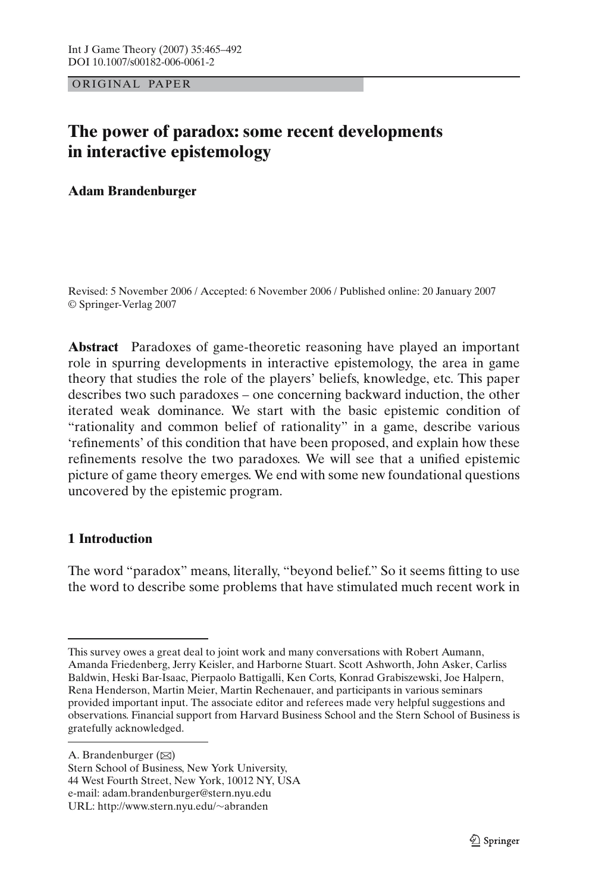ORIGINAL PAPER

# The power of paradox: some recent developments in interactive epistemology

**Adam Brandenburger**

Revised: 5 November 2006 / Accepted: 6 November 2006 / Published online: 20 January 2007
© Springer-Verlag 2007

**Abstract** Paradoxes of game-theoretic reasoning have played an important role in spurring developments in interactive epistemology, the area in game theory that studies the role of the players' beliefs, knowledge, etc. This paper describes two such paradoxes – one concerning backward induction, the other iterated weak dominance. We start with the basic epistemic condition of "rationality and common belief of rationality" in a game, describe various 'refinements' of this condition that have been proposed, and explain how these refinements resolve the two paradoxes. We will see that a unified epistemic picture of game theory emerges. We end with some new foundational questions uncovered by the epistemic program.

## 1 Introduction

The word "paradox" means, literally, "beyond belief." So it seems fitting to use the word to describe some problems that have stimulated much recent work in

---

This survey owes a great deal to joint work and many conversations with Robert Aumann, Amanda Friedenberg, Jerry Keisler, and Harborne Stuart. Scott Ashworth, John Asker, Carliss Baldwin, Heski Bar-Isaac, Pierpaolo Battigalli, Ken Corts, Konrad Grabiszewski, Joe Halpern, Rena Henderson, Martin Meier, Martin Rechenauer, and participants in various seminars provided important input. The associate editor and referees made very helpful suggestions and observations. Financial support from Harvard Business School and the Stern School of Business is gratefully acknowledged.

A. Brandenburger (✉)
Stern School of Business, New York University,
44 West Fourth Street, New York, 10012 NY, USA
e-mail: adam.brandenburger@stern.nyu.edu
URL: http://www.stern.nyu.edu/~abranden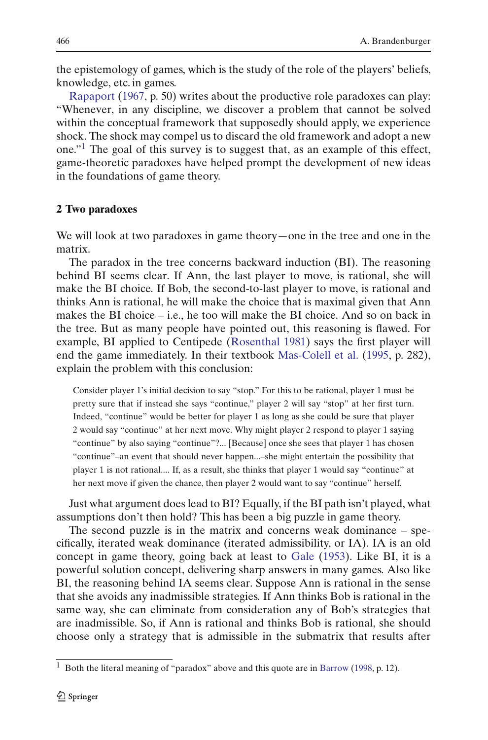the epistemology of games, which is the study of the role of the players' beliefs, knowledge, etc. in games.

Rapaport (1967, p. 50) writes about the productive role paradoxes can play: "Whenever, in any discipline, we discover a problem that cannot be solved within the conceptual framework that supposedly should apply, we experience shock. The shock may compel us to discard the old framework and adopt a new one."[1] The goal of this survey is to suggest that, as an example of this effect, game-theoretic paradoxes have helped prompt the development of new ideas in the foundations of game theory.

## 2 Two paradoxes

We will look at two paradoxes in game theory—one in the tree and one in the matrix.

The paradox in the tree concerns backward induction (BI). The reasoning behind BI seems clear. If Ann, the last player to move, is rational, she will make the BI choice. If Bob, the second-to-last player to move, is rational and thinks Ann is rational, he will make the choice that is maximal given that Ann makes the BI choice – i.e., he too will make the BI choice. And so on back in the tree. But as many people have pointed out, this reasoning is flawed. For example, BI applied to Centipede (Rosenthal 1981) says the first player will end the game immediately. In their textbook Mas-Colell et al. (1995, p. 282), explain the problem with this conclusion:

> Consider player 1's initial decision to say "stop." For this to be rational, player 1 must be pretty sure that if instead she says "continue," player 2 will say "stop" at her first turn. Indeed, "continue" would be better for player 1 as long as she could be sure that player 2 would say "continue" at her next move. Why might player 2 respond to player 1 saying "continue" by also saying "continue"?... [Because] once she sees that player 1 has chosen "continue"–an event that should never happen...–she might entertain the possibility that player 1 is not rational.... If, as a result, she thinks that player 1 would say "continue" at her next move if given the chance, then player 2 would want to say "continue" herself.

Just what argument does lead to BI? Equally, if the BI path isn't played, what assumptions don't then hold? This has been a big puzzle in game theory.

The second puzzle is in the matrix and concerns weak dominance – specifically, iterated weak dominance (iterated admissibility, or IA). IA is an old concept in game theory, going back at least to Gale (1953). Like BI, it is a powerful solution concept, delivering sharp answers in many games. Also like BI, the reasoning behind IA seems clear. Suppose Ann is rational in the sense that she avoids any inadmissible strategies. If Ann thinks Bob is rational in the same way, she can eliminate from consideration any of Bob's strategies that are inadmissible. So, if Ann is rational and thinks Bob is rational, she should choose only a strategy that is admissible in the submatrix that results after

[1] Both the literal meaning of "paradox" above and this quote are in Barrow (1998, p. 12).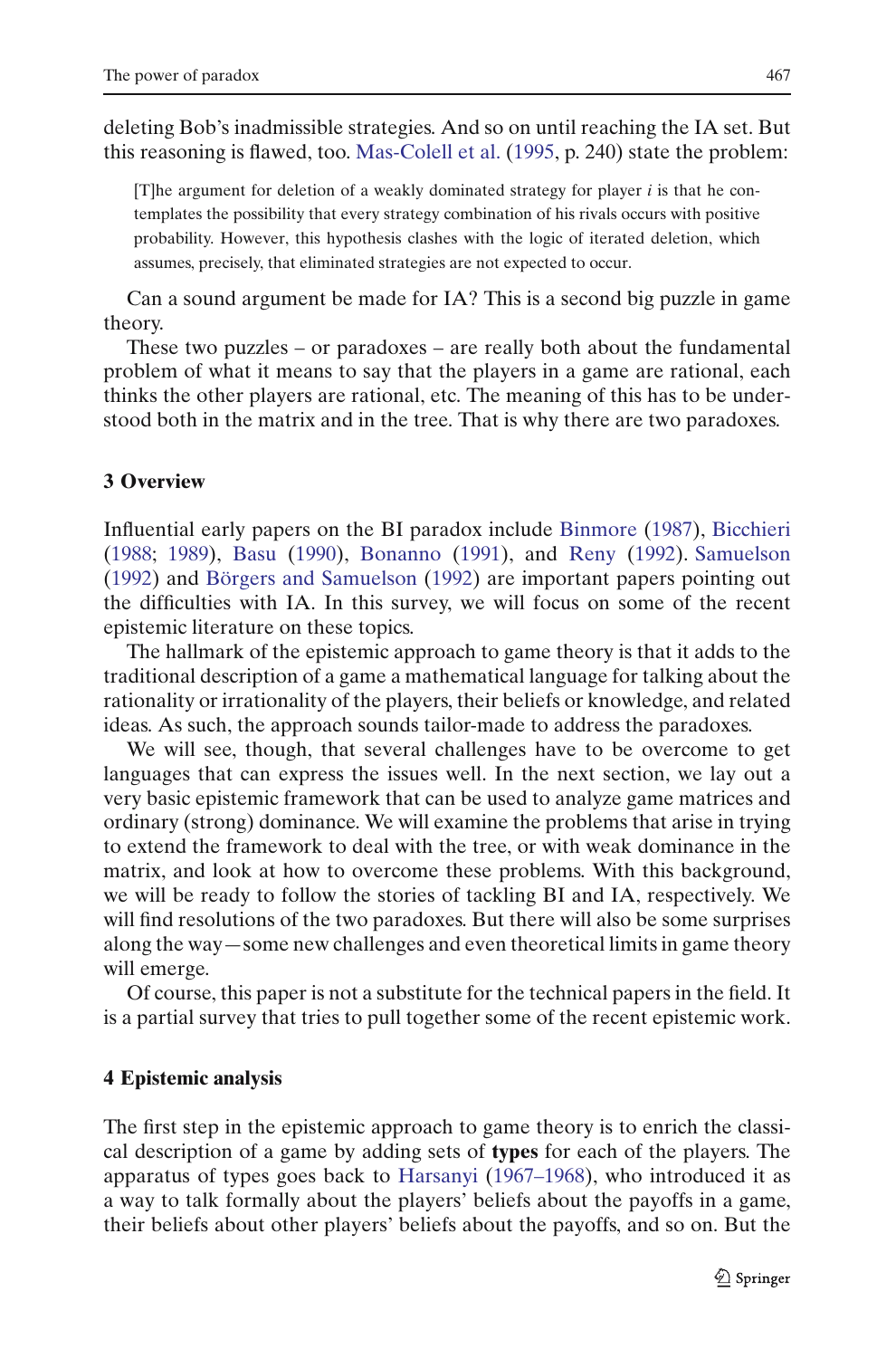deleting Bob's inadmissible strategies. And so on until reaching the IA set. But this reasoning is flawed, too. Mas-Colell et al. (1995, p. 240) state the problem:

> [T]he argument for deletion of a weakly dominated strategy for player $i$ is that he contemplates the possibility that every strategy combination of his rivals occurs with positive probability. However, this hypothesis clashes with the logic of iterated deletion, which assumes, precisely, that eliminated strategies are not expected to occur.

Can a sound argument be made for IA? This is a second big puzzle in game theory.

These two puzzles – or paradoxes – are really both about the fundamental problem of what it means to say that the players in a game are rational, each thinks the other players are rational, etc. The meaning of this has to be understood both in the matrix and in the tree. That is why there are two paradoxes.

## 3 Overview

Influential early papers on the BI paradox include Binmore (1987), Bicchieri (1988; 1989), Basu (1990), Bonanno (1991), and Reny (1992). Samuelson (1992) and Börgers and Samuelson (1992) are important papers pointing out the difficulties with IA. In this survey, we will focus on some of the recent epistemic literature on these topics.

The hallmark of the epistemic approach to game theory is that it adds to the traditional description of a game a mathematical language for talking about the rationality or irrationality of the players, their beliefs or knowledge, and related ideas. As such, the approach sounds tailor-made to address the paradoxes.

We will see, though, that several challenges have to be overcome to get languages that can express the issues well. In the next section, we lay out a very basic epistemic framework that can be used to analyze game matrices and ordinary (strong) dominance. We will examine the problems that arise in trying to extend the framework to deal with the tree, or with weak dominance in the matrix, and look at how to overcome these problems. With this background, we will be ready to follow the stories of tackling BI and IA, respectively. We will find resolutions of the two paradoxes. But there will also be some surprises along the way—some new challenges and even theoretical limits in game theory will emerge.

Of course, this paper is not a substitute for the technical papers in the field. It is a partial survey that tries to pull together some of the recent epistemic work.

## 4 Epistemic analysis

The first step in the epistemic approach to game theory is to enrich the classical description of a game by adding sets of **types** for each of the players. The apparatus of types goes back to Harsanyi (1967–1968), who introduced it as a way to talk formally about the players' beliefs about the payoffs in a game, their beliefs about other players' beliefs about the payoffs, and so on. But the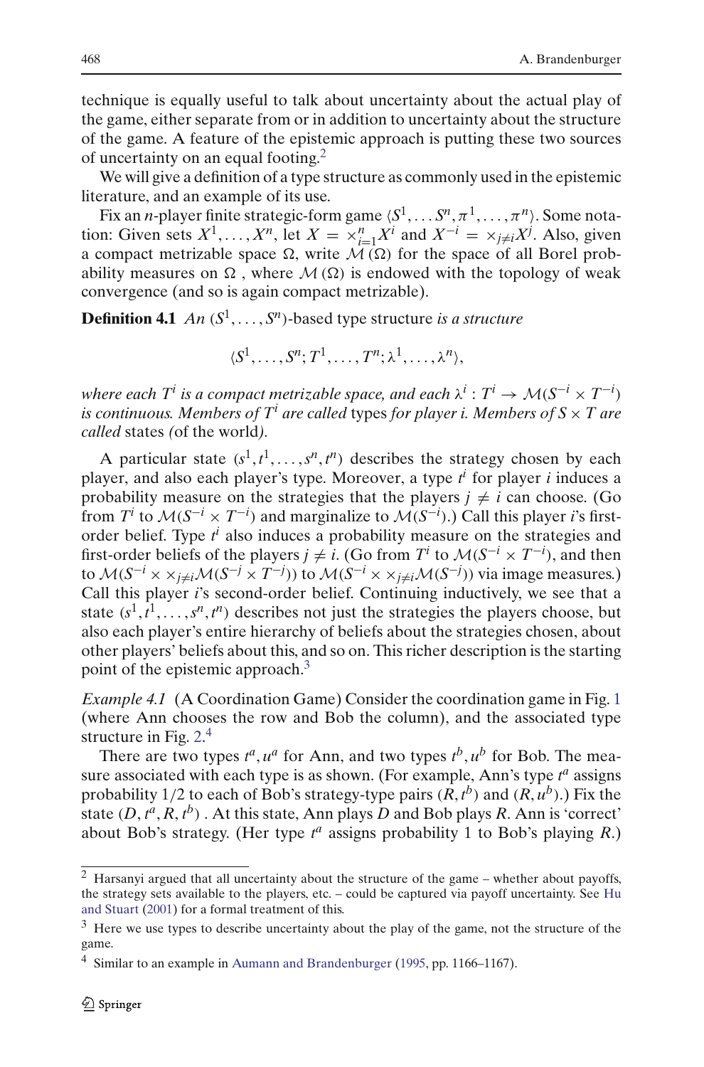technique is equally useful to talk about uncertainty about the actual play of the game, either separate from or in addition to uncertainty about the structure of the game. A feature of the epistemic approach is putting these two sources of uncertainty on an equal footing.[2]

We will give a definition of a type structure as commonly used in the epistemic literature, and an example of its use.

Fix an $n$-player finite strategic-form game $\langle S^1, \ldots S^n, \pi^1, \ldots, \pi^n \rangle$. Some notation: Given sets $X^1, \ldots, X^n$, let $X = \times_{i=1}^n X^i$ and $X^{-i} = \times_{j \neq i} X^j$. Also, given a compact metrizable space $\Omega$, write $\mathcal{M}(\Omega)$ for the space of all Borel probability measures on $\Omega$ , where $\mathcal{M}(\Omega)$ is endowed with the topology of weak convergence (and so is again compact metrizable).

**Definition 4.1** *An* $(S^1, \ldots, S^n)$*-based type structure is a structure*

$$\langle S^1, \ldots, S^n; T^1, \ldots, T^n; \lambda^1, \ldots, \lambda^n \rangle,$$

*where each* $T^i$ *is a compact metrizable space, and each* $\lambda^i : T^i \to \mathcal{M}(S^{-i} \times T^{-i})$ *is continuous. Members of* $T^i$ *are called* types *for player i. Members of* $S \times T$ *are called* states *(*of the world*).*

A particular state $(s^1, t^1, \ldots, s^n, t^n)$ describes the strategy chosen by each player, and also each player's type. Moreover, a type $t^i$ for player $i$ induces a probability measure on the strategies that the players $j \neq i$ can choose. (Go from $T^i$ to $\mathcal{M}(S^{-i} \times T^{-i})$ and marginalize to $\mathcal{M}(S^{-i})$.) Call this player $i$'s first-order belief. Type $t^i$ also induces a probability measure on the strategies and first-order beliefs of the players $j \neq i$. (Go from $T^i$ to $\mathcal{M}(S^{-i} \times T^{-i})$, and then to $\mathcal{M}(S^{-i} \times \times_{j \neq i} \mathcal{M}(S^{-j} \times T^{-j}))$ to $\mathcal{M}(S^{-i} \times \times_{j \neq i} \mathcal{M}(S^{-j}))$ via image measures.) Call this player $i$'s second-order belief. Continuing inductively, we see that a state $(s^1, t^1, \ldots, s^n, t^n)$ describes not just the strategies the players choose, but also each player's entire hierarchy of beliefs about the strategies chosen, about other players' beliefs about this, and so on. This richer description is the starting point of the epistemic approach.[3]

*Example 4.1* (A Coordination Game) Consider the coordination game in Fig. 1 (where Ann chooses the row and Bob the column), and the associated type structure in Fig. 2.[4]

There are two types $t^a, u^a$ for Ann, and two types $t^b, u^b$ for Bob. The measure associated with each type is as shown. (For example, Ann's type $t^a$ assigns probability 1/2 to each of Bob's strategy-type pairs $(R, t^b)$ and $(R, u^b)$.) Fix the state $(D, t^a, R, t^b)$ . At this state, Ann plays $D$ and Bob plays $R$. Ann is 'correct' about Bob's strategy. (Her type $t^a$ assigns probability 1 to Bob's playing $R$.)

---

[2] Harsanyi argued that all uncertainty about the structure of the game – whether about payoffs, the strategy sets available to the players, etc. – could be captured via payoff uncertainty. See Hu and Stuart (2001) for a formal treatment of this.

[3] Here we use types to describe uncertainty about the play of the game, not the structure of the game.

[4] Similar to an example in Aumann and Brandenburger (1995, pp. 1166–1167).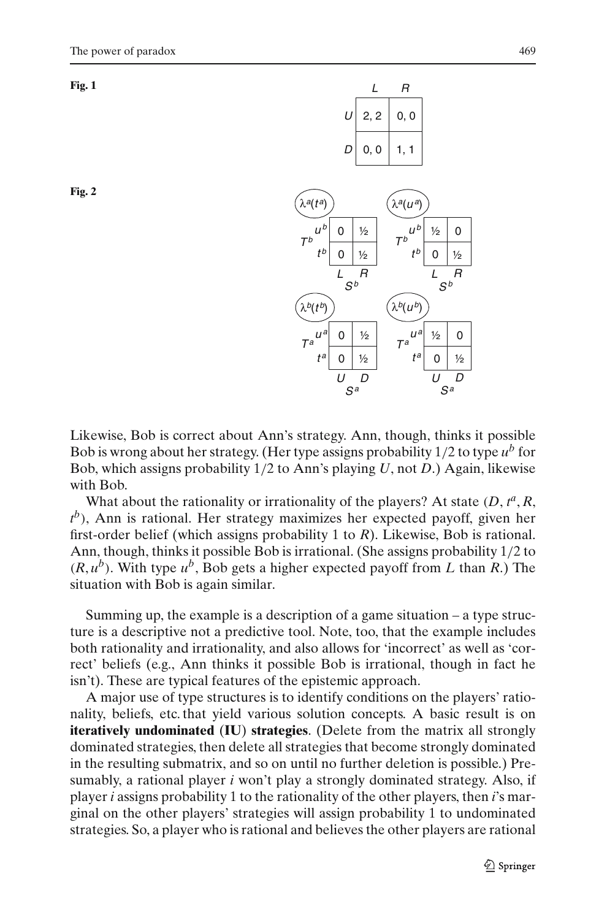**Fig. 1**

|   | $L$ | $R$ |
|---|---|---|
| $U$ | 2, 2 | 0, 0 |
| $D$ | 0, 0 | 1, 1 |

**Fig. 2**

$\lambda^a(t^a)$

| $T^b$ \ $S^b$ | $L$ | $R$ |
|---|---|---|
| $u^b$ | 0 | ½ |
| $t^b$ | 0 | ½ |

$\lambda^a(u^a)$

| $T^b$ \ $S^b$ | $L$ | $R$ |
|---|---|---|
| $u^b$ | ½ | 0 |
| $t^b$ | 0 | ½ |

$\lambda^b(t^b)$

| $T^a$ \ $S^a$ | $U$ | $D$ |
|---|---|---|
| $u^a$ | 0 | ½ |
| $t^a$ | 0 | ½ |

$\lambda^b(u^b)$

| $T^a$ \ $S^a$ | $U$ | $D$ |
|---|---|---|
| $u^a$ | ½ | 0 |
| $t^a$ | 0 | ½ |

Likewise, Bob is correct about Ann's strategy. Ann, though, thinks it possible Bob is wrong about her strategy. (Her type assigns probability 1/2 to type $u^b$ for Bob, which assigns probability 1/2 to Ann's playing $U$, not $D$.) Again, likewise with Bob.

What about the rationality or irrationality of the players? At state $(D, t^a, R, t^b)$, Ann is rational. Her strategy maximizes her expected payoff, given her first-order belief (which assigns probability 1 to $R$). Likewise, Bob is rational. Ann, though, thinks it possible Bob is irrational. (She assigns probability 1/2 to $(R, u^b)$. With type $u^b$, Bob gets a higher expected payoff from $L$ than $R$.) The situation with Bob is again similar.

Summing up, the example is a description of a game situation – a type structure is a descriptive not a predictive tool. Note, too, that the example includes both rationality and irrationality, and also allows for 'incorrect' as well as 'correct' beliefs (e.g., Ann thinks it possible Bob is irrational, though in fact he isn't). These are typical features of the epistemic approach.

A major use of type structures is to identify conditions on the players' rationality, beliefs, etc. that yield various solution concepts. A basic result is on **iteratively undominated** (**IU**) **strategies**. (Delete from the matrix all strongly dominated strategies, then delete all strategies that become strongly dominated in the resulting submatrix, and so on until no further deletion is possible.) Presumably, a rational player $i$ won't play a strongly dominated strategy. Also, if player $i$ assigns probability 1 to the rationality of the other players, then $i$'s marginal on the other players' strategies will assign probability 1 to undominated strategies. So, a player who is rational and believes the other players are rational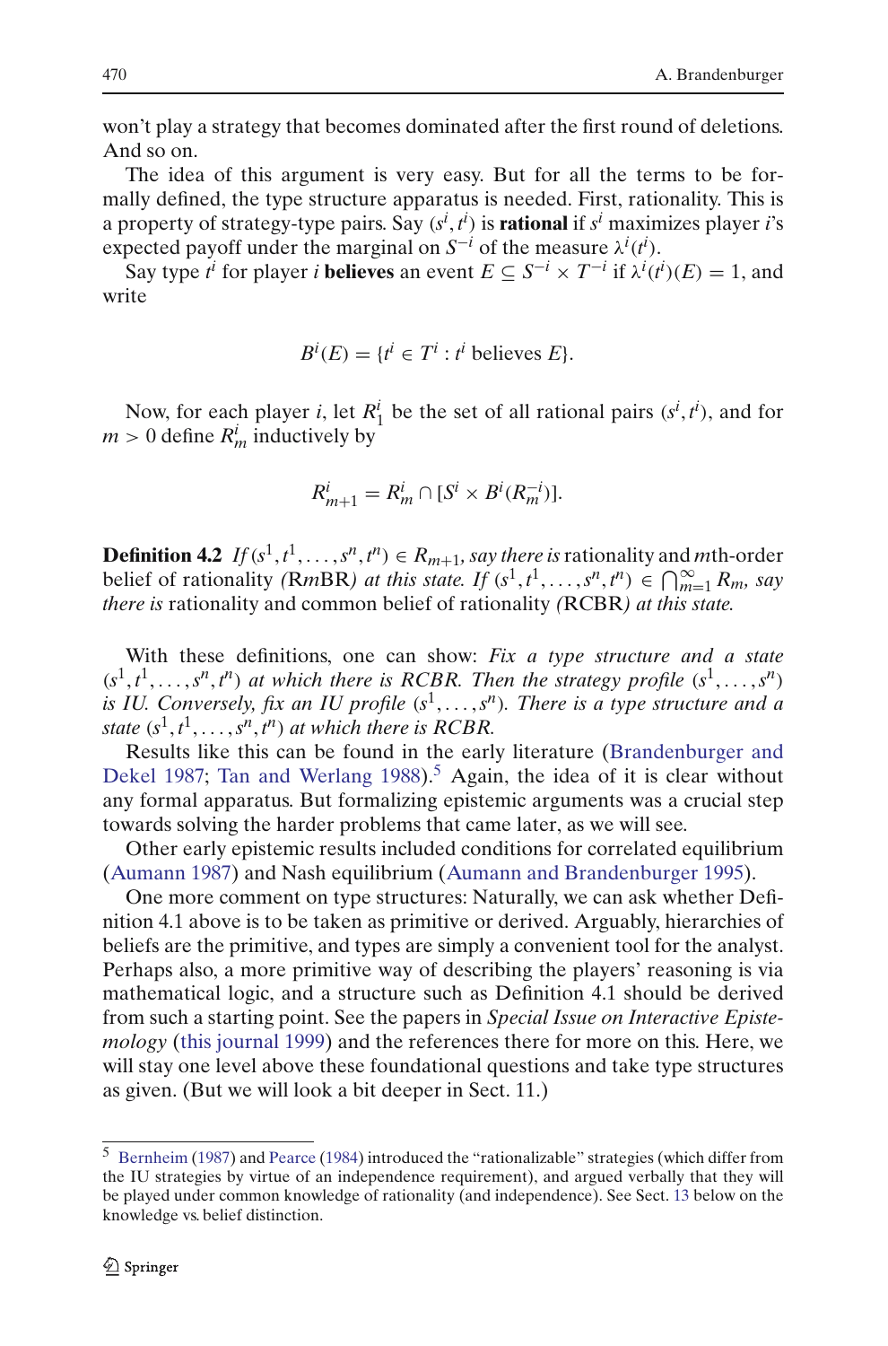won't play a strategy that becomes dominated after the first round of deletions. And so on.

The idea of this argument is very easy. But for all the terms to be formally defined, the type structure apparatus is needed. First, rationality. This is a property of strategy-type pairs. Say $(s^i, t^i)$ is **rational** if $s^i$ maximizes player $i$'s expected payoff under the marginal on $S^{-i}$ of the measure $\lambda^i(t^i)$.

Say type $t^i$ for player $i$ **believes** an event $E \subseteq S^{-i} \times T^{-i}$ if $\lambda^i(t^i)(E) = 1$, and write

$$B^i(E) = \{t^i \in T^i : t^i \text{ believes } E\}.$$

Now, for each player $i$, let $R_1^i$ be the set of all rational pairs $(s^i, t^i)$, and for $m > 0$ define $R_m^i$ inductively by

$$R_{m+1}^i = R_m^i \cap [S^i \times B^i(R_m^{-i})].$$

**Definition 4.2** *If* $(s^1, t^1, \ldots, s^n, t^n) \in R_{m+1}$*, say there is* rationality and $m$th-order belief of rationality *(*R$m$BR*) at this state. If* $(s^1, t^1, \ldots, s^n, t^n) \in \bigcap_{m=1}^{\infty} R_m$*, say there is* rationality and common belief of rationality *(*RCBR*) at this state.*

With these definitions, one can show: *Fix a type structure and a state* $(s^1, t^1, \ldots, s^n, t^n)$ *at which there is RCBR. Then the strategy profile* $(s^1, \ldots, s^n)$ *is IU. Conversely, fix an IU profile* $(s^1, \ldots, s^n)$*. There is a type structure and a state* $(s^1, t^1, \ldots, s^n, t^n)$ *at which there is RCBR.*

Results like this can be found in the early literature (Brandenburger and Dekel 1987; Tan and Werlang 1988).[5] Again, the idea of it is clear without any formal apparatus. But formalizing epistemic arguments was a crucial step towards solving the harder problems that came later, as we will see.

Other early epistemic results included conditions for correlated equilibrium (Aumann 1987) and Nash equilibrium (Aumann and Brandenburger 1995).

One more comment on type structures: Naturally, we can ask whether Definition 4.1 above is to be taken as primitive or derived. Arguably, hierarchies of beliefs are the primitive, and types are simply a convenient tool for the analyst. Perhaps also, a more primitive way of describing the players' reasoning is via mathematical logic, and a structure such as Definition 4.1 should be derived from such a starting point. See the papers in *Special Issue on Interactive Epistemology* (this journal 1999) and the references there for more on this. Here, we will stay one level above these foundational questions and take type structures as given. (But we will look a bit deeper in Sect. 11.)

---

[5] Bernheim (1987) and Pearce (1984) introduced the "rationalizable" strategies (which differ from the IU strategies by virtue of an independence requirement), and argued verbally that they will be played under common knowledge of rationality (and independence). See Sect. 13 below on the knowledge vs. belief distinction.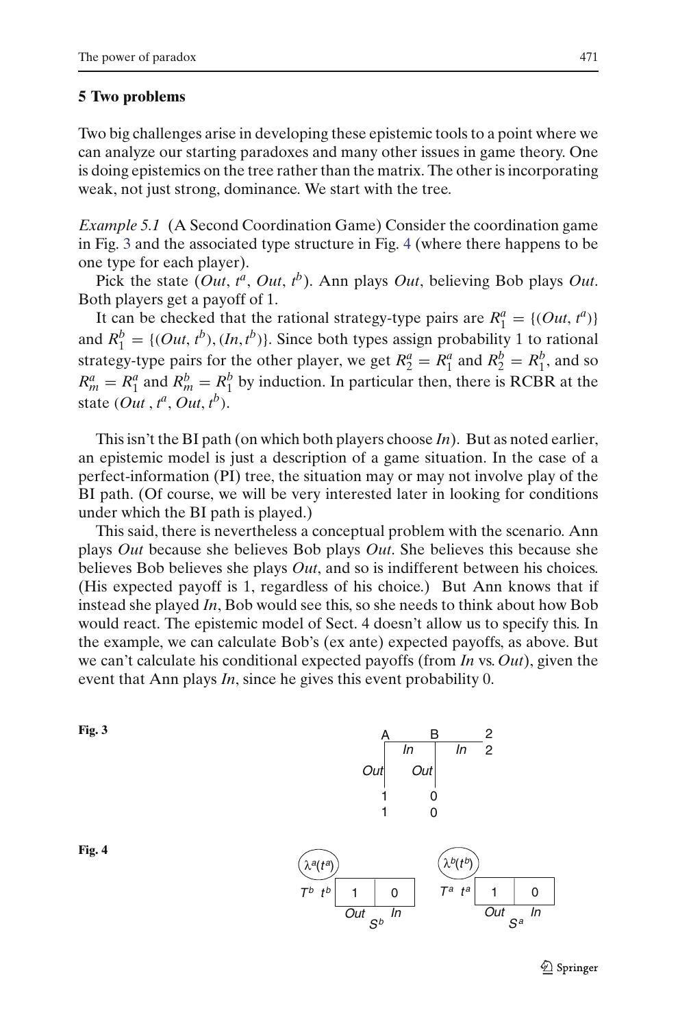## 5 Two problems

Two big challenges arise in developing these epistemic tools to a point where we can analyze our starting paradoxes and many other issues in game theory. One is doing epistemics on the tree rather than the matrix. The other is incorporating weak, not just strong, dominance. We start with the tree.

*Example 5.1* (A Second Coordination Game) Consider the coordination game in Fig. 3 and the associated type structure in Fig. 4 (where there happens to be one type for each player).

Pick the state $(Out, t^a, Out, t^b)$. Ann plays *Out*, believing Bob plays *Out*. Both players get a payoff of 1.

It can be checked that the rational strategy-type pairs are $R_1^a = \{(Out, t^a)\}$ and $R_1^b = \{(Out, t^b), (In, t^b)\}$. Since both types assign probability 1 to rational strategy-type pairs for the other player, we get $R_2^a = R_1^a$ and $R_2^b = R_1^b$, and so $R_m^a = R_1^a$ and $R_m^b = R_1^b$ by induction. In particular then, there is RCBR at the state $(Out, t^a, Out, t^b)$.

This isn't the BI path (on which both players choose *In*). But as noted earlier, an epistemic model is just a description of a game situation. In the case of a perfect-information (PI) tree, the situation may or may not involve play of the BI path. (Of course, we will be very interested later in looking for conditions under which the BI path is played.)

This said, there is nevertheless a conceptual problem with the scenario. Ann plays *Out* because she believes Bob plays *Out*. She believes this because she believes Bob believes she plays *Out*, and so is indifferent between his choices. (His expected payoff is 1, regardless of his choice.) But Ann knows that if instead she played *In*, Bob would see this, so she needs to think about how Bob would react. The epistemic model of Sect. 4 doesn't allow us to specify this. In the example, we can calculate Bob's (ex ante) expected payoffs, as above. But we can't calculate his conditional expected payoffs (from *In* vs. *Out*), given the event that Ann plays *In*, since he gives this event probability 0.

**Fig. 3**

**Fig. 4**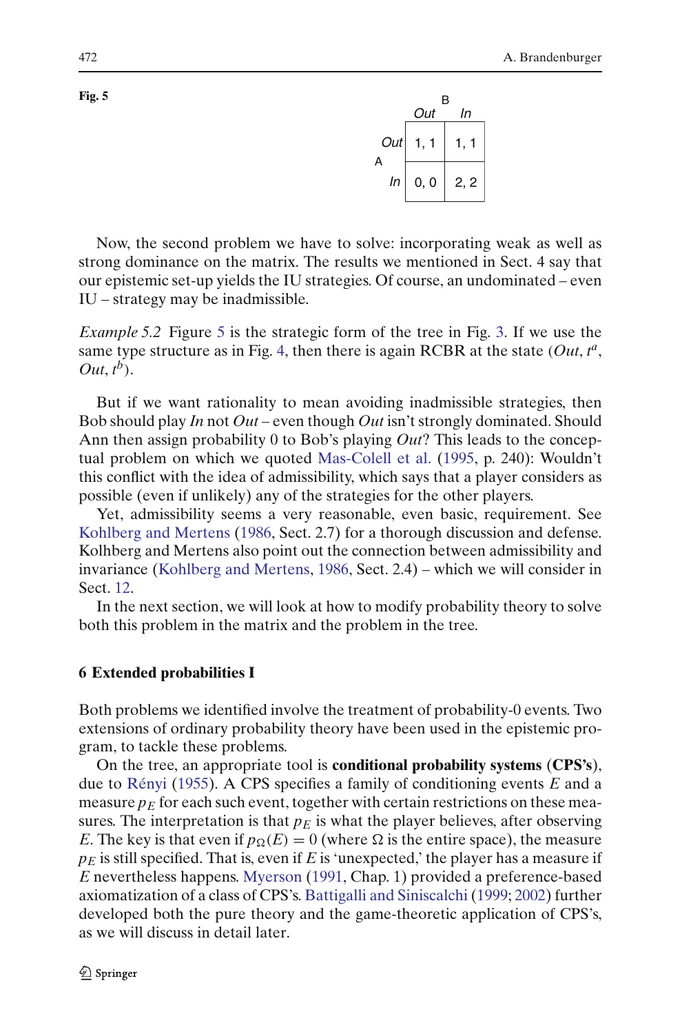**Fig. 5**

| | | B | |
|---|---|---|---|
| | | *Out* | *In* |
| A | *Out* | 1, 1 | 1, 1 |
| | *In* | 0, 0 | 2, 2 |

Now, the second problem we have to solve: incorporating weak as well as strong dominance on the matrix. The results we mentioned in Sect. 4 say that our epistemic set-up yields the IU strategies. Of course, an undominated – even IU – strategy may be inadmissible.

*Example 5.2* Figure 5 is the strategic form of the tree in Fig. 3. If we use the same type structure as in Fig. 4, then there is again RCBR at the state (*Out*, $t^a$, *Out*, $t^b$).

But if we want rationality to mean avoiding inadmissible strategies, then Bob should play *In* not *Out* – even though *Out* isn't strongly dominated. Should Ann then assign probability 0 to Bob's playing *Out*? This leads to the conceptual problem on which we quoted Mas-Colell et al. (1995, p. 240): Wouldn't this conflict with the idea of admissibility, which says that a player considers as possible (even if unlikely) any of the strategies for the other players.

Yet, admissibility seems a very reasonable, even basic, requirement. See Kohlberg and Mertens (1986, Sect. 2.7) for a thorough discussion and defense. Kolhberg and Mertens also point out the connection between admissibility and invariance (Kohlberg and Mertens, 1986, Sect. 2.4) – which we will consider in Sect. 12.

In the next section, we will look at how to modify probability theory to solve both this problem in the matrix and the problem in the tree.

## 6 Extended probabilities I

Both problems we identified involve the treatment of probability-0 events. Two extensions of ordinary probability theory have been used in the epistemic program, to tackle these problems.

On the tree, an appropriate tool is **conditional probability systems** (**CPS's**), due to Rényi (1955). A CPS specifies a family of conditioning events $E$ and a measure $p_E$ for each such event, together with certain restrictions on these measures. The interpretation is that $p_E$ is what the player believes, after observing $E$. The key is that even if $p_\Omega(E) = 0$ (where $\Omega$ is the entire space), the measure $p_E$ is still specified. That is, even if $E$ is 'unexpected,' the player has a measure if $E$ nevertheless happens. Myerson (1991, Chap. 1) provided a preference-based axiomatization of a class of CPS's. Battigalli and Siniscalchi (1999; 2002) further developed both the pure theory and the game-theoretic application of CPS's, as we will discuss in detail later.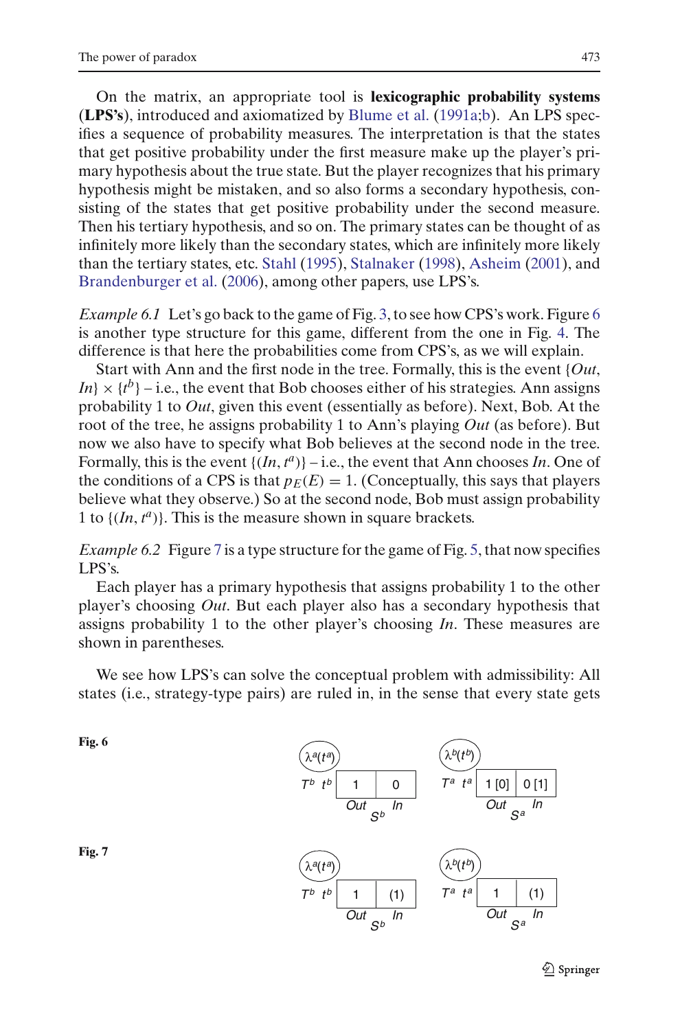On the matrix, an appropriate tool is **lexicographic probability systems** (**LPS's**), introduced and axiomatized by Blume et al. (1991a;b). An LPS specifies a sequence of probability measures. The interpretation is that the states that get positive probability under the first measure make up the player's primary hypothesis about the true state. But the player recognizes that his primary hypothesis might be mistaken, and so also forms a secondary hypothesis, consisting of the states that get positive probability under the second measure. Then his tertiary hypothesis, and so on. The primary states can be thought of as infinitely more likely than the secondary states, which are infinitely more likely than the tertiary states, etc. Stahl (1995), Stalnaker (1998), Asheim (2001), and Brandenburger et al. (2006), among other papers, use LPS's.

*Example 6.1* Let's go back to the game of Fig. 3, to see how CPS's work. Figure 6 is another type structure for this game, different from the one in Fig. 4. The difference is that here the probabilities come from CPS's, as we will explain.

Start with Ann and the first node in the tree. Formally, this is the event $\{Out, In\} \times \{t^b\}$ – i.e., the event that Bob chooses either of his strategies. Ann assigns probability 1 to *Out*, given this event (essentially as before). Next, Bob. At the root of the tree, he assigns probability 1 to Ann's playing *Out* (as before). But now we also have to specify what Bob believes at the second node in the tree. Formally, this is the event $\{(In, t^a)\}$ – i.e., the event that Ann chooses *In*. One of the conditions of a CPS is that $p_E(E) = 1$. (Conceptually, this says that players believe what they observe.) So at the second node, Bob must assign probability 1 to $\{(In, t^a)\}$. This is the measure shown in square brackets.

*Example 6.2* Figure 7 is a type structure for the game of Fig. 5, that now specifies LPS's.

Each player has a primary hypothesis that assigns probability 1 to the other player's choosing *Out*. But each player also has a secondary hypothesis that assigns probability 1 to the other player's choosing *In*. These measures are shown in parentheses.

We see how LPS's can solve the conceptual problem with admissibility: All states (i.e., strategy-type pairs) are ruled in, in the sense that every state gets

**Fig. 6**

$\lambda^a(t^a)$

| $T^b$ | | $S^b$: *Out* | $S^b$: *In* |
|---|---|---|---|
| | $t^b$ | 1 | 0 |

$\lambda^b(t^b)$

| $T^a$ | | $S^a$: *Out* | $S^a$: *In* |
|---|---|---|---|
| | $t^a$ | 1 [0] | 0 [1] |

**Fig. 7**

$\lambda^a(t^a)$

| $T^b$ | | $S^b$: *Out* | $S^b$: *In* |
|---|---|---|---|
| | $t^b$ | 1 | (1) |

$\lambda^b(t^b)$

| $T^a$ | | $S^a$: *Out* | $S^a$: *In* |
|---|---|---|---|
| | $t^a$ | 1 | (1) |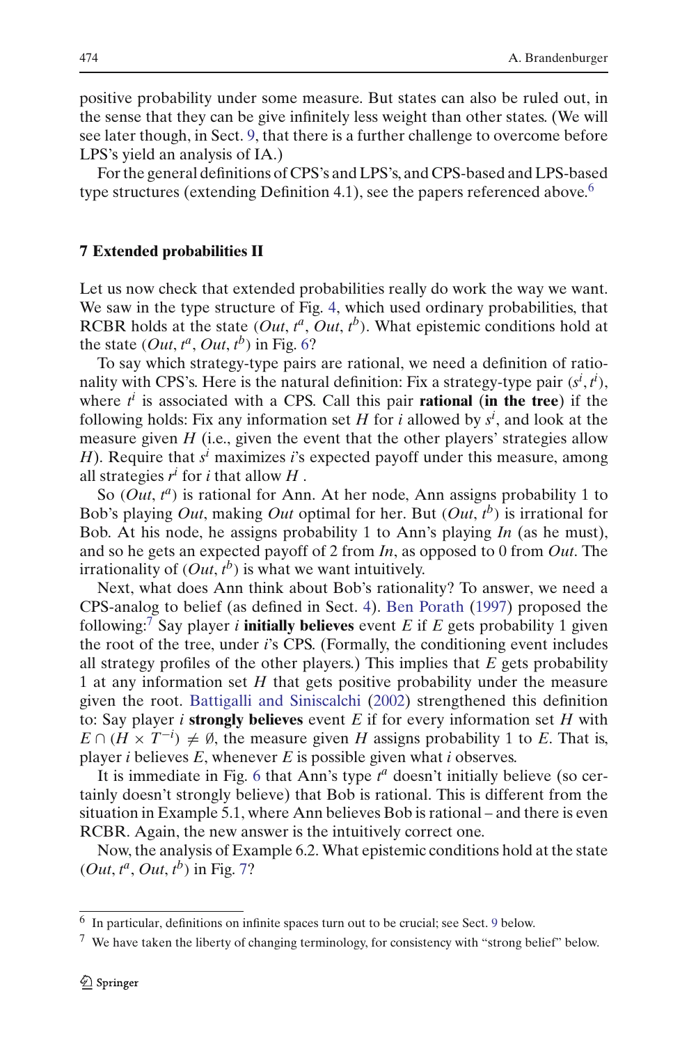positive probability under some measure. But states can also be ruled out, in the sense that they can be give infinitely less weight than other states. (We will see later though, in Sect. 9, that there is a further challenge to overcome before LPS's yield an analysis of IA.)

For the general definitions of CPS's and LPS's, and CPS-based and LPS-based type structures (extending Definition 4.1), see the papers referenced above.[6]

## 7 Extended probabilities II

Let us now check that extended probabilities really do work the way we want. We saw in the type structure of Fig. 4, which used ordinary probabilities, that RCBR holds at the state $(Out, t^a, Out, t^b)$. What epistemic conditions hold at the state $(Out, t^a, Out, t^b)$ in Fig. 6?

To say which strategy-type pairs are rational, we need a definition of rationality with CPS's. Here is the natural definition: Fix a strategy-type pair $(s^i, t^i)$, where $t^i$ is associated with a CPS. Call this pair **rational** (**in the tree**) if the following holds: Fix any information set $H$ for $i$ allowed by $s^i$, and look at the measure given $H$ (i.e., given the event that the other players' strategies allow $H$). Require that $s^i$ maximizes $i$'s expected payoff under this measure, among all strategies $r^i$ for $i$ that allow $H$ .

So $(Out, t^a)$ is rational for Ann. At her node, Ann assigns probability 1 to Bob's playing *Out*, making *Out* optimal for her. But $(Out, t^b)$ is irrational for Bob. At his node, he assigns probability 1 to Ann's playing *In* (as he must), and so he gets an expected payoff of 2 from *In*, as opposed to 0 from *Out*. The irrationality of $(Out, t^b)$ is what we want intuitively.

Next, what does Ann think about Bob's rationality? To answer, we need a CPS-analog to belief (as defined in Sect. 4). Ben Porath (1997) proposed the following:[7] Say player $i$ **initially believes** event $E$ if $E$ gets probability 1 given the root of the tree, under $i$'s CPS. (Formally, the conditioning event includes all strategy profiles of the other players.) This implies that $E$ gets probability 1 at any information set $H$ that gets positive probability under the measure given the root. Battigalli and Siniscalchi (2002) strengthened this definition to: Say player $i$ **strongly believes** event $E$ if for every information set $H$ with $E \cap (H \times T^{-i}) \neq \emptyset$, the measure given $H$ assigns probability 1 to $E$. That is, player $i$ believes $E$, whenever $E$ is possible given what $i$ observes.

It is immediate in Fig. 6 that Ann's type $t^a$ doesn't initially believe (so certainly doesn't strongly believe) that Bob is rational. This is different from the situation in Example 5.1, where Ann believes Bob is rational – and there is even RCBR. Again, the new answer is the intuitively correct one.

Now, the analysis of Example 6.2. What epistemic conditions hold at the state $(Out, t^a, Out, t^b)$ in Fig. 7?

---

[6] In particular, definitions on infinite spaces turn out to be crucial; see Sect. 9 below.

[7] We have taken the liberty of changing terminology, for consistency with "strong belief" below.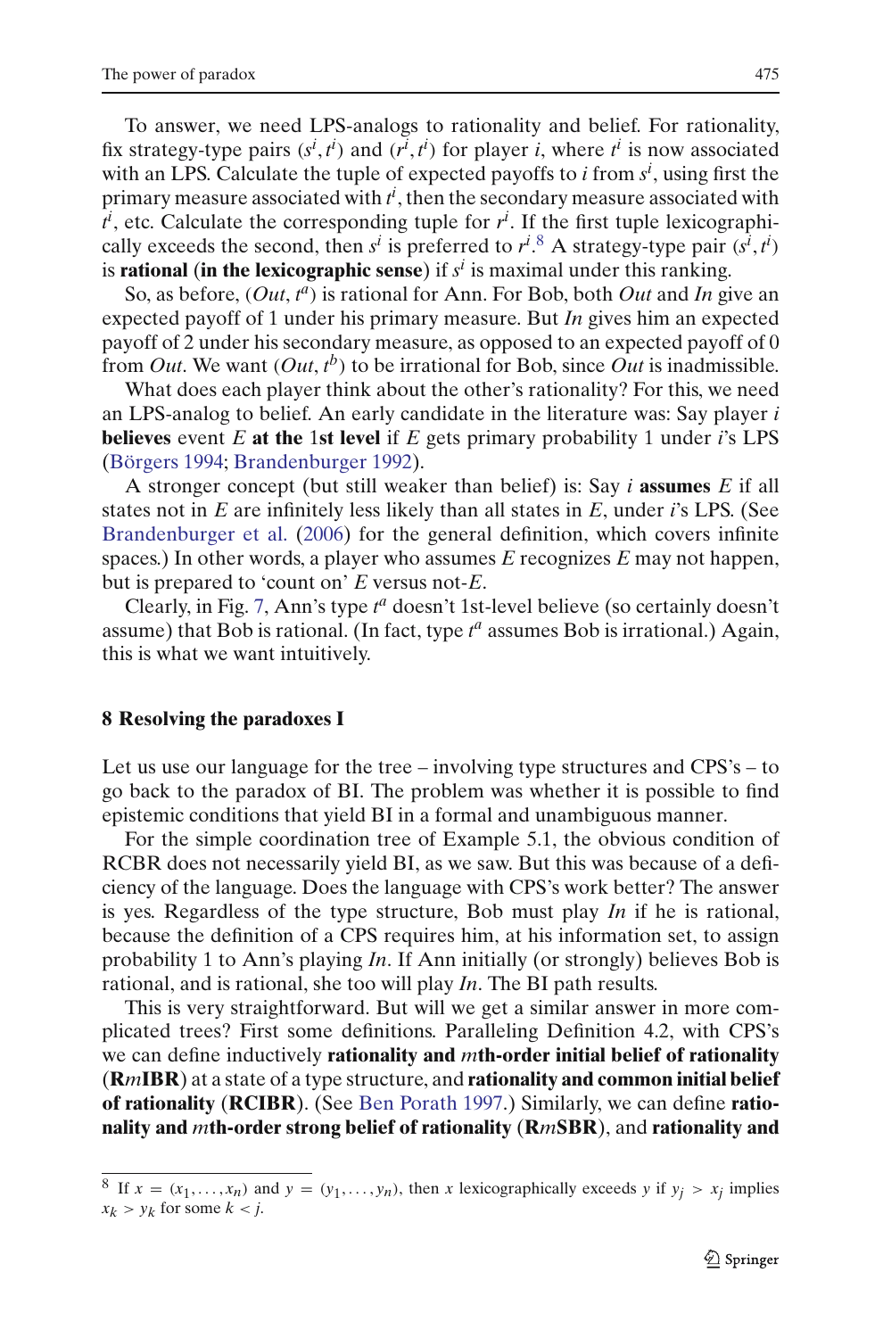To answer, we need LPS-analogs to rationality and belief. For rationality, fix strategy-type pairs $(s^i, t^i)$ and $(r^i, t^i)$ for player $i$, where $t^i$ is now associated with an LPS. Calculate the tuple of expected payoffs to $i$ from $s^i$, using first the primary measure associated with $t^i$, then the secondary measure associated with $t^i$, etc. Calculate the corresponding tuple for $r^i$. If the first tuple lexicographically exceeds the second, then $s^i$ is preferred to $r^i$.[8] A strategy-type pair $(s^i, t^i)$ is **rational** (**in the lexicographic sense**) if $s^i$ is maximal under this ranking.

So, as before, $(Out, t^a)$ is rational for Ann. For Bob, both *Out* and *In* give an expected payoff of 1 under his primary measure. But *In* gives him an expected payoff of 2 under his secondary measure, as opposed to an expected payoff of 0 from *Out*. We want $(Out, t^b)$ to be irrational for Bob, since *Out* is inadmissible.

What does each player think about the other's rationality? For this, we need an LPS-analog to belief. An early candidate in the literature was: Say player $i$ **believes** event $E$ **at the 1st level** if $E$ gets primary probability 1 under $i$'s LPS (Börgers 1994; Brandenburger 1992).

A stronger concept (but still weaker than belief) is: Say $i$ **assumes** $E$ if all states not in $E$ are infinitely less likely than all states in $E$, under $i$'s LPS. (See Brandenburger et al. (2006) for the general definition, which covers infinite spaces.) In other words, a player who assumes $E$ recognizes $E$ may not happen, but is prepared to 'count on' $E$ versus not-$E$.

Clearly, in Fig. 7, Ann's type $t^a$ doesn't 1st-level believe (so certainly doesn't assume) that Bob is rational. (In fact, type $t^a$ assumes Bob is irrational.) Again, this is what we want intuitively.

## 8 Resolving the paradoxes I

Let us use our language for the tree – involving type structures and CPS's – to go back to the paradox of BI. The problem was whether it is possible to find epistemic conditions that yield BI in a formal and unambiguous manner.

For the simple coordination tree of Example 5.1, the obvious condition of RCBR does not necessarily yield BI, as we saw. But this was because of a deficiency of the language. Does the language with CPS's work better? The answer is yes. Regardless of the type structure, Bob must play *In* if he is rational, because the definition of a CPS requires him, at his information set, to assign probability 1 to Ann's playing *In*. If Ann initially (or strongly) believes Bob is rational, and is rational, she too will play *In*. The BI path results.

This is very straightforward. But will we get a similar answer in more complicated trees? First some definitions. Paralleling Definition 4.2, with CPS's we can define inductively **rationality and** $m$**th-order initial belief of rationality** (**R**$m$**IBR**) at a state of a type structure, and **rationality and common initial belief of rationality** (**RCIBR**). (See Ben Porath 1997.) Similarly, we can define **rationality and** $m$**th-order strong belief of rationality** (**R**$m$**SBR**), and **rationality and**

[8] If $x = (x_1, \ldots, x_n)$ and $y = (y_1, \ldots, y_n)$, then $x$ lexicographically exceeds $y$ if $y_j > x_j$ implies $x_k > y_k$ for some $k < j$.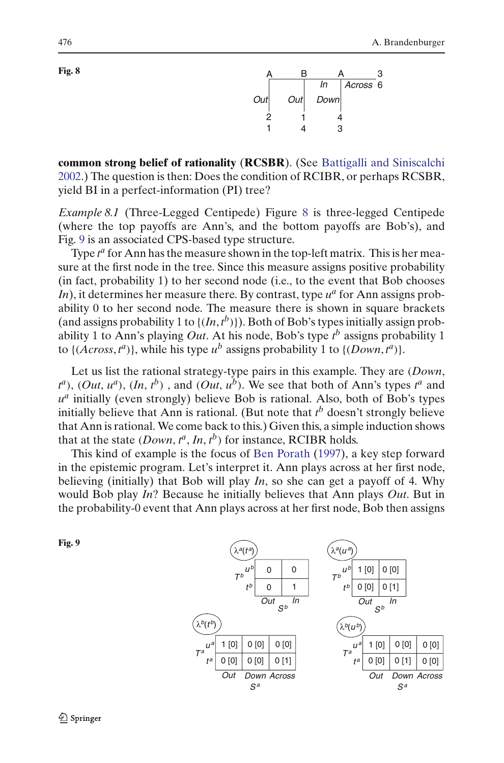**Fig. 8**

| A | B | A | 3 |
|---|---|---|---|
| Out | Out | In / Down | Across 6 |
| 2 | 1 | 4 | |
| 1 | 4 | 3 | |

**common strong belief of rationality** (**RCSBR**). (See Battigalli and Siniscalchi 2002.) The question is then: Does the condition of RCIBR, or perhaps RCSBR, yield BI in a perfect-information (PI) tree?

*Example 8.1* (Three-Legged Centipede) Figure 8 is three-legged Centipede (where the top payoffs are Ann's, and the bottom payoffs are Bob's), and Fig. 9 is an associated CPS-based type structure.

Type $t^a$ for Ann has the measure shown in the top-left matrix. This is her measure at the first node in the tree. Since this measure assigns positive probability (in fact, probability 1) to her second node (i.e., to the event that Bob chooses *In*), it determines her measure there. By contrast, type $u^a$ for Ann assigns probability 0 to her second node. The measure there is shown in square brackets (and assigns probability 1 to $\{(In, t^b)\}$). Both of Bob's types initially assign probability 1 to Ann's playing *Out*. At his node, Bob's type $t^b$ assigns probability 1 to $\{(Across, t^a)\}$, while his type $u^b$ assigns probability 1 to $\{(Down, t^a)\}$.

Let us list the rational strategy-type pairs in this example. They are (*Down*, $t^a$), (*Out*, $u^a$), (*In*, $t^b$) , and (*Out*, $u^b$). We see that both of Ann's types $t^a$ and $u^a$ initially (even strongly) believe Bob is rational. Also, both of Bob's types initially believe that Ann is rational. (But note that $t^b$ doesn't strongly believe that Ann is rational. We come back to this.) Given this, a simple induction shows that at the state (*Down*, $t^a$, *In*, $t^b$) for instance, RCIBR holds.

This kind of example is the focus of Ben Porath (1997), a key step forward in the epistemic program. Let's interpret it. Ann plays across at her first node, believing (initially) that Bob will play *In*, so she can get a payoff of 4. Why would Bob play *In*? Because he initially believes that Ann plays *Out*. But in the probability-0 event that Ann plays across at her first node, Bob then assigns

**Fig. 9**

$\lambda^a(t^a)$

| $T^b$ \ $S^b$ | Out | In |
|---|---|---|
| $u^b$ | 0 | 0 |
| $t^b$ | 0 | 1 |

$\lambda^a(u^a)$

| $T^b$ \ $S^b$ | Out | In |
|---|---|---|
| $u^b$ | 1 [0] | 0 [0] |
| $t^b$ | 0 [0] | 0 [1] |

$\lambda^b(t^b)$

| $T^a$ \ $S^a$ | Out | Down | Across |
|---|---|---|---|
| $u^a$ | 1 [0] | 0 [0] | 0 [0] |
| $t^a$ | 0 [0] | 0 [0] | 0 [1] |

$\lambda^b(u^b)$

| $T^a$ \ $S^a$ | Out | Down | Across |
|---|---|---|---|
| $u^a$ | 1 [0] | 0 [0] | 0 [0] |
| $t^a$ | 0 [0] | 0 [1] | 0 [0] |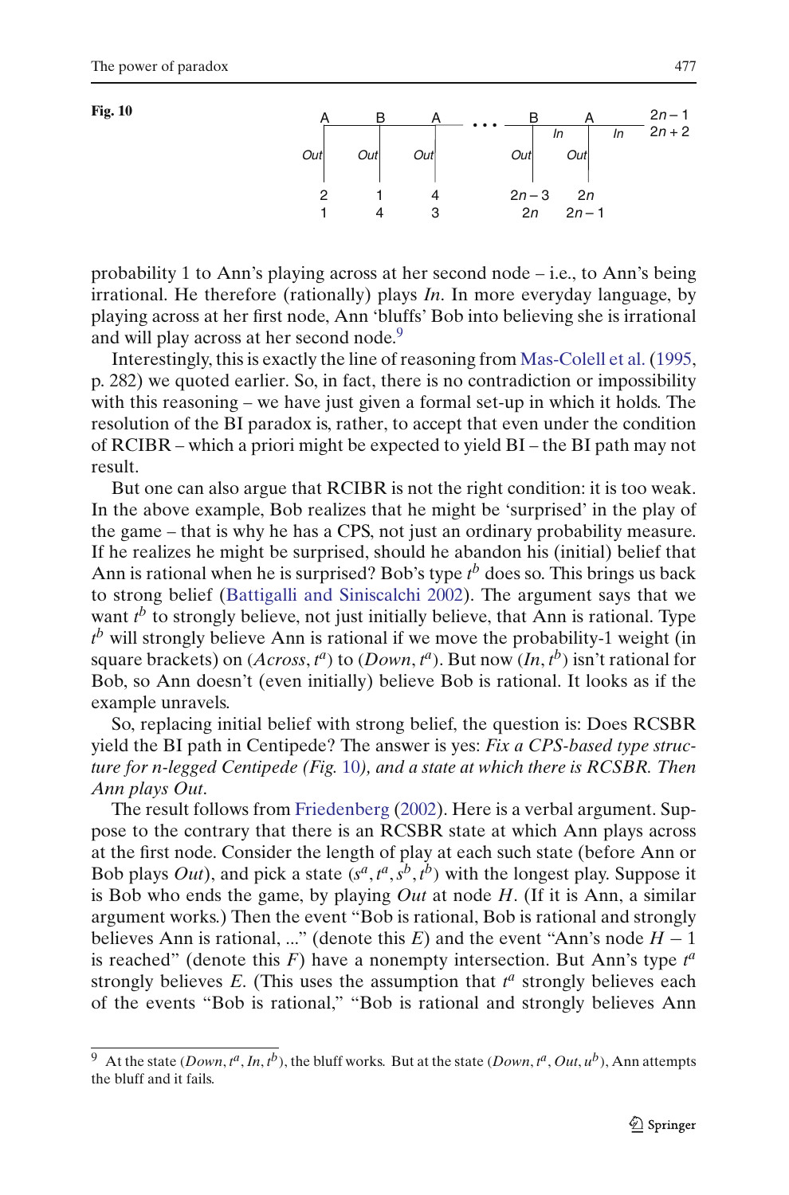**Fig. 10**

probability 1 to Ann's playing across at her second node – i.e., to Ann's being irrational. He therefore (rationally) plays *In*. In more everyday language, by playing across at her first node, Ann 'bluffs' Bob into believing she is irrational and will play across at her second node.[9]

Interestingly, this is exactly the line of reasoning from Mas-Colell et al. (1995, p. 282) we quoted earlier. So, in fact, there is no contradiction or impossibility with this reasoning – we have just given a formal set-up in which it holds. The resolution of the BI paradox is, rather, to accept that even under the condition of RCIBR – which a priori might be expected to yield BI – the BI path may not result.

But one can also argue that RCIBR is not the right condition: it is too weak. In the above example, Bob realizes that he might be 'surprised' in the play of the game – that is why he has a CPS, not just an ordinary probability measure. If he realizes he might be surprised, should he abandon his (initial) belief that Ann is rational when he is surprised? Bob's type $t^b$ does so. This brings us back to strong belief (Battigalli and Siniscalchi 2002). The argument says that we want $t^b$ to strongly believe, not just initially believe, that Ann is rational. Type $t^b$ will strongly believe Ann is rational if we move the probability-1 weight (in square brackets) on $(Across, t^a)$ to $(Down, t^a)$. But now $(In, t^b)$ isn't rational for Bob, so Ann doesn't (even initially) believe Bob is rational. It looks as if the example unravels.

So, replacing initial belief with strong belief, the question is: Does RCSBR yield the BI path in Centipede? The answer is yes: *Fix a CPS-based type structure for n-legged Centipede (Fig. 10), and a state at which there is RCSBR. Then Ann plays Out.*

The result follows from Friedenberg (2002). Here is a verbal argument. Suppose to the contrary that there is an RCSBR state at which Ann plays across at the first node. Consider the length of play at each such state (before Ann or Bob plays *Out*), and pick a state $(s^a, t^a, s^b, t^b)$ with the longest play. Suppose it is Bob who ends the game, by playing *Out* at node $H$. (If it is Ann, a similar argument works.) Then the event "Bob is rational, Bob is rational and strongly believes Ann is rational, ..." (denote this $E$) and the event "Ann's node $H-1$ is reached" (denote this $F$) have a nonempty intersection. But Ann's type $t^a$ strongly believes $E$. (This uses the assumption that $t^a$ strongly believes each of the events "Bob is rational," "Bob is rational and strongly believes Ann

[9] At the state $(Down, t^a, In, t^b)$, the bluff works. But at the state $(Down, t^a, Out, u^b)$, Ann attempts the bluff and it fails.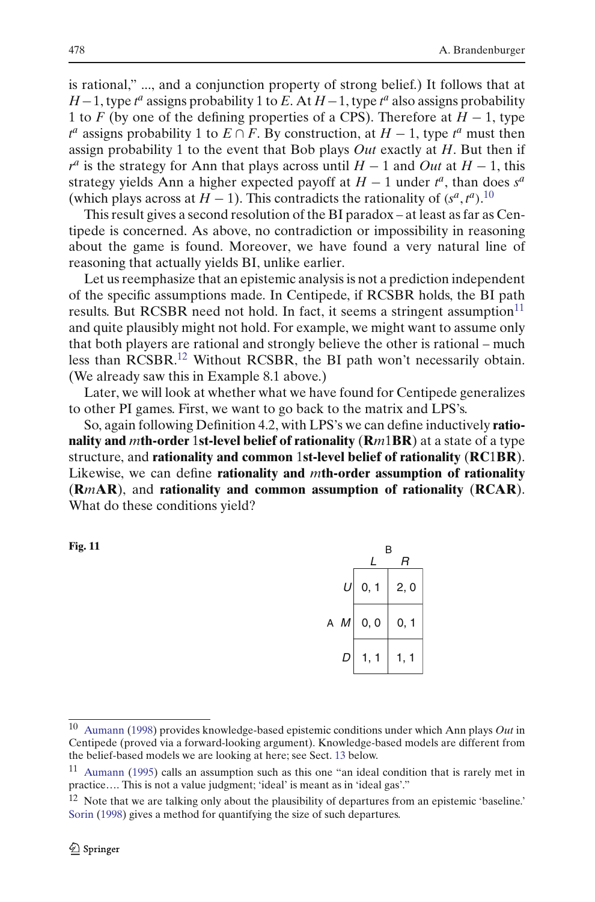is rational," ..., and a conjunction property of strong belief.) It follows that at $H-1$, type $t^a$ assigns probability 1 to $E$. At $H-1$, type $t^a$ also assigns probability 1 to $F$ (by one of the defining properties of a CPS). Therefore at $H-1$, type $t^a$ assigns probability 1 to $E \cap F$. By construction, at $H-1$, type $t^a$ must then assign probability 1 to the event that Bob plays *Out* exactly at $H$. But then if $r^a$ is the strategy for Ann that plays across until $H-1$ and *Out* at $H-1$, this strategy yields Ann a higher expected payoff at $H-1$ under $t^a$, than does $s^a$ (which plays across at $H-1$). This contradicts the rationality of $(s^a, t^a)$.[10]

This result gives a second resolution of the BI paradox – at least as far as Centipede is concerned. As above, no contradiction or impossibility in reasoning about the game is found. Moreover, we have found a very natural line of reasoning that actually yields BI, unlike earlier.

Let us reemphasize that an epistemic analysis is not a prediction independent of the specific assumptions made. In Centipede, if RCSBR holds, the BI path results. But RCSBR need not hold. In fact, it seems a stringent assumption[11] and quite plausibly might not hold. For example, we might want to assume only that both players are rational and strongly believe the other is rational – much less than RCSBR.[12] Without RCSBR, the BI path won't necessarily obtain. (We already saw this in Example 8.1 above.)

Later, we will look at whether what we have found for Centipede generalizes to other PI games. First, we want to go back to the matrix and LPS's.

So, again following Definition 4.2, with LPS's we can define inductively **rationality and $m$th-order 1st-level belief of rationality (R$m$1BR)** at a state of a type structure, and **rationality and common 1st-level belief of rationality (RC1BR)**. Likewise, we can define **rationality and $m$th-order assumption of rationality (R$m$AR)**, and **rationality and common assumption of rationality (RCAR)**. What do these conditions yield?

**Fig. 11**

| A \ B | $L$ | $R$ |
|---|---|---|
| $U$ | 0, 1 | 2, 0 |
| $M$ | 0, 0 | 0, 1 |
| $D$ | 1, 1 | 1, 1 |

---

[10] Aumann (1998) provides knowledge-based epistemic conditions under which Ann plays *Out* in Centipede (proved via a forward-looking argument). Knowledge-based models are different from the belief-based models we are looking at here; see Sect. 13 below.

[11] Aumann (1995) calls an assumption such as this one "an ideal condition that is rarely met in practice…. This is not a value judgment; 'ideal' is meant as in 'ideal gas'."

[12] Note that we are talking only about the plausibility of departures from an epistemic 'baseline.' Sorin (1998) gives a method for quantifying the size of such departures.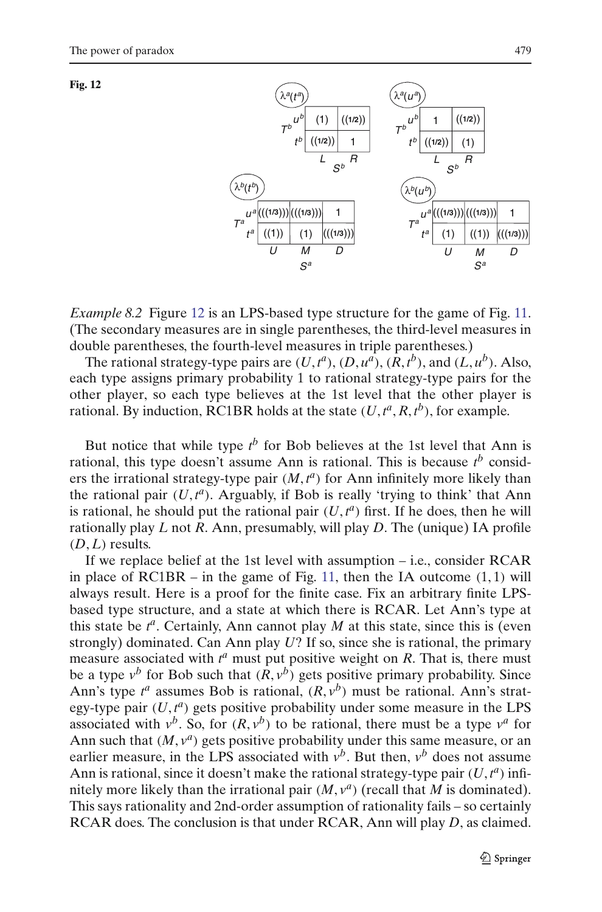**Fig. 12**

$\lambda^a(t^a)$

| $T^b$ | | | |
|---|---|---|---|
| | $u^b$ | (1) | ((1/2)) |
| | $t^b$ | ((1/2)) | 1 |
| | | $L$ | $R$ |
| | | $S^b$ | |

$\lambda^a(u^a)$

| $T^b$ | | | |
|---|---|---|---|
| | $u^b$ | 1 | ((1/2)) |
| | $t^b$ | ((1/2)) | (1) |
| | | $L$ | $R$ |
| | | $S^b$ | |

$\lambda^b(t^b)$

| $T^a$ | | | | |
|---|---|---|---|---|
| | $u^a$ | (((1/3))) | (((1/3))) | 1 |
| | $t^a$ | ((1)) | (1) | (((1/3))) |
| | | $U$ | $M$ | $D$ |
| | | | $S^a$ | |

$\lambda^b(u^b)$

| $T^a$ | | | | |
|---|---|---|---|---|
| | $u^a$ | (((1/3))) | (((1/3))) | 1 |
| | $t^a$ | (1) | ((1)) | (((1/3))) |
| | | $U$ | $M$ | $D$ |
| | | | $S^a$ | |

*Example 8.2* Figure 12 is an LPS-based type structure for the game of Fig. 11. (The secondary measures are in single parentheses, the third-level measures in double parentheses, the fourth-level measures in triple parentheses.)

The rational strategy-type pairs are $(U, t^a)$, $(D, u^a)$, $(R, t^b)$, and $(L, u^b)$. Also, each type assigns primary probability 1 to rational strategy-type pairs for the other player, so each type believes at the 1st level that the other player is rational. By induction, RC1BR holds at the state $(U, t^a, R, t^b)$, for example.

But notice that while type $t^b$ for Bob believes at the 1st level that Ann is rational, this type doesn't assume Ann is rational. This is because $t^b$ considers the irrational strategy-type pair $(M, t^a)$ for Ann infinitely more likely than the rational pair $(U, t^a)$. Arguably, if Bob is really 'trying to think' that Ann is rational, he should put the rational pair $(U, t^a)$ first. If he does, then he will rationally play $L$ not $R$. Ann, presumably, will play $D$. The (unique) IA profile $(D, L)$ results.

If we replace belief at the 1st level with assumption – i.e., consider RCAR in place of RC1BR – in the game of Fig. 11, then the IA outcome $(1, 1)$ will always result. Here is a proof for the finite case. Fix an arbitrary finite LPS-based type structure, and a state at which there is RCAR. Let Ann's type at this state be $t^a$. Certainly, Ann cannot play $M$ at this state, since this is (even strongly) dominated. Can Ann play $U$? If so, since she is rational, the primary measure associated with $t^a$ must put positive weight on $R$. That is, there must be a type $v^b$ for Bob such that $(R, v^b)$ gets positive primary probability. Since Ann's type $t^a$ assumes Bob is rational, $(R, v^b)$ must be rational. Ann's strategy-type pair $(U, t^a)$ gets positive probability under some measure in the LPS associated with $v^b$. So, for $(R, v^b)$ to be rational, there must be a type $v^a$ for Ann such that $(M, v^a)$ gets positive probability under this same measure, or an earlier measure, in the LPS associated with $v^b$. But then, $v^b$ does not assume Ann is rational, since it doesn't make the rational strategy-type pair $(U, t^a)$ infinitely more likely than the irrational pair $(M, v^a)$ (recall that $M$ is dominated). This says rationality and 2nd-order assumption of rationality fails – so certainly RCAR does. The conclusion is that under RCAR, Ann will play $D$, as claimed.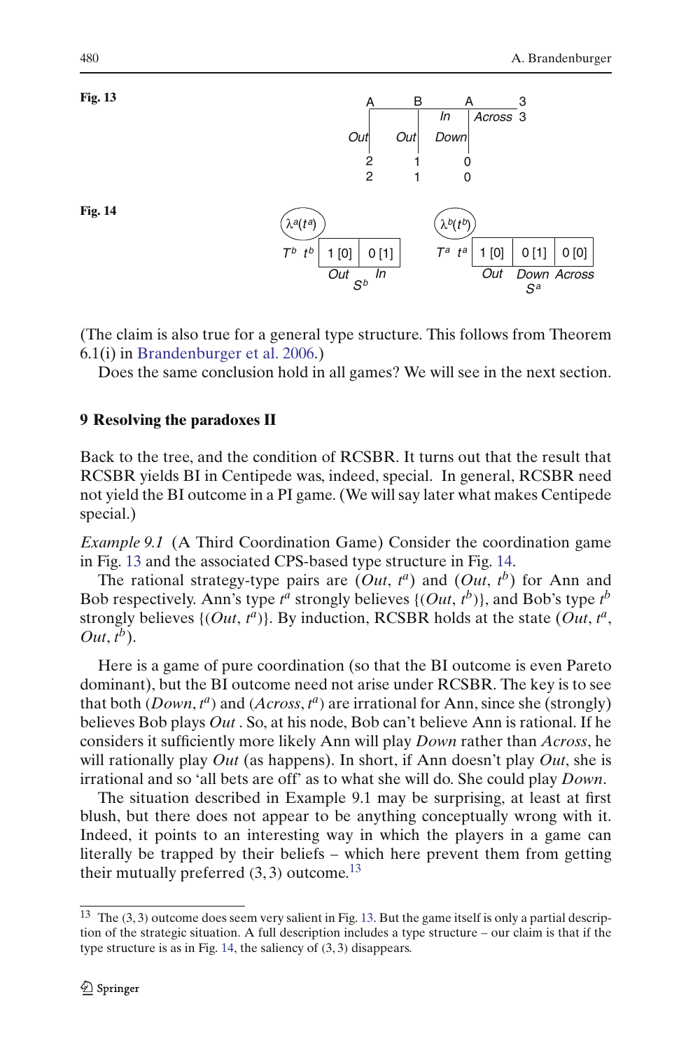**Fig. 13**

| A | | B | | A | | 3 |
|---|---|---|---|---|---|---|
| | | | *In* | | *Across* | 3 |
| *Out* | | *Out* | | *Down* | | |
| 2 | | 1 | | 0 | | |
| 2 | | 1 | | 0 | | |

**Fig. 14**

$\lambda^a(t^a)$

| $T^b$ $t^b$ | 1 [0] | 0 [1] |
|---|---|---|
| | *Out* | *In* |

$S^b$

$\lambda^b(t^b)$

| $T^a$ $t^a$ | 1 [0] | 0 [1] | 0 [0] |
|---|---|---|---|
| | *Out* | *Down* | *Across* |

$S^a$

(The claim is also true for a general type structure. This follows from Theorem 6.1(i) in Brandenburger et al. 2006.)

Does the same conclusion hold in all games? We will see in the next section.

## 9 Resolving the paradoxes II

Back to the tree, and the condition of RCSBR. It turns out that the result that RCSBR yields BI in Centipede was, indeed, special. In general, RCSBR need not yield the BI outcome in a PI game. (We will say later what makes Centipede special.)

*Example 9.1* (A Third Coordination Game) Consider the coordination game in Fig. 13 and the associated CPS-based type structure in Fig. 14.

The rational strategy-type pairs are $(Out, t^a)$ and $(Out, t^b)$ for Ann and Bob respectively. Ann's type $t^a$ strongly believes $\{(Out, t^b)\}$, and Bob's type $t^b$ strongly believes $\{(Out, t^a)\}$. By induction, RCSBR holds at the state $(Out, t^a, Out, t^b)$.

Here is a game of pure coordination (so that the BI outcome is even Pareto dominant), but the BI outcome need not arise under RCSBR. The key is to see that both $(Down, t^a)$ and $(Across, t^a)$ are irrational for Ann, since she (strongly) believes Bob plays *Out*. So, at his node, Bob can't believe Ann is rational. If he considers it sufficiently more likely Ann will play *Down* rather than *Across*, he will rationally play *Out* (as happens). In short, if Ann doesn't play *Out*, she is irrational and so 'all bets are off' as to what she will do. She could play *Down*.

The situation described in Example 9.1 may be surprising, at least at first blush, but there does not appear to be anything conceptually wrong with it. Indeed, it points to an interesting way in which the players in a game can literally be trapped by their beliefs – which here prevent them from getting their mutually preferred $(3, 3)$ outcome.[13]

[13] The $(3, 3)$ outcome does seem very salient in Fig. 13. But the game itself is only a partial description of the strategic situation. A full description includes a type structure – our claim is that if the type structure is as in Fig. 14, the saliency of $(3, 3)$ disappears.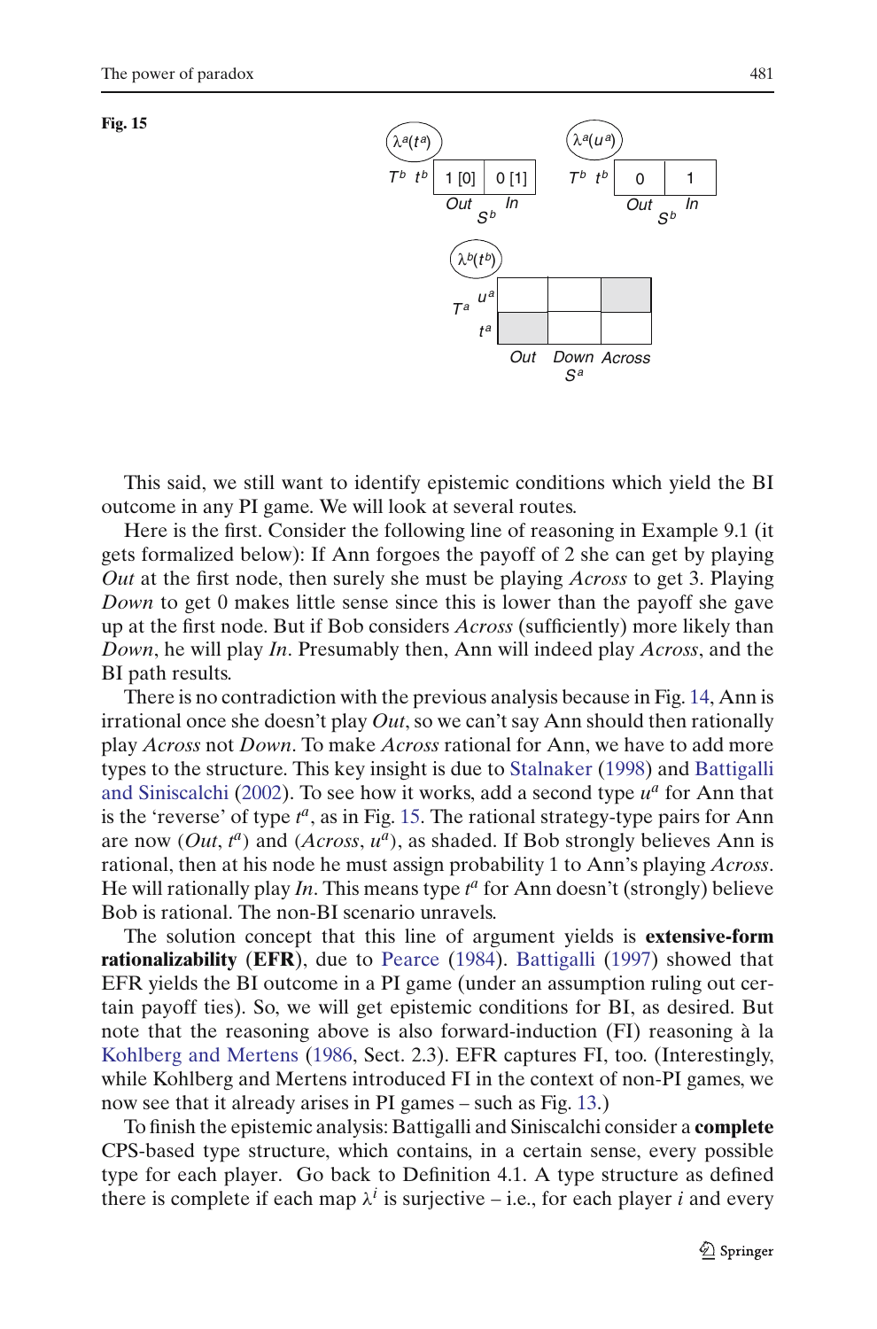**Fig. 15**

$\lambda^a(t^a)$

| $T^b$ | | Out | In |
|---|---|---|---|
| | $t^b$ | 1 [0] | 0 [1] |
| | | $S^b$ | |

$\lambda^a(u^a)$

| $T^b$ | | Out | In |
|---|---|---|---|
| | $t^b$ | 0 | 1 |
| | | $S^b$ | |

$\lambda^b(t^b)$

| $T^a$ | | Out | Down | Across |
|---|---|---|---|---|
| | $u^a$ | | | (shaded) |
| | $t^a$ | (shaded) | | |
| | | | $S^a$ | |

This said, we still want to identify epistemic conditions which yield the BI outcome in any PI game. We will look at several routes.

Here is the first. Consider the following line of reasoning in Example 9.1 (it gets formalized below): If Ann forgoes the payoff of 2 she can get by playing *Out* at the first node, then surely she must be playing *Across* to get 3. Playing *Down* to get 0 makes little sense since this is lower than the payoff she gave up at the first node. But if Bob considers *Across* (sufficiently) more likely than *Down*, he will play *In*. Presumably then, Ann will indeed play *Across*, and the BI path results.

There is no contradiction with the previous analysis because in Fig. 14, Ann is irrational once she doesn't play *Out*, so we can't say Ann should then rationally play *Across* not *Down*. To make *Across* rational for Ann, we have to add more types to the structure. This key insight is due to Stalnaker (1998) and Battigalli and Siniscalchi (2002). To see how it works, add a second type $u^a$ for Ann that is the 'reverse' of type $t^a$, as in Fig. 15. The rational strategy-type pairs for Ann are now (*Out*, $t^a$) and (*Across*, $u^a$), as shaded. If Bob strongly believes Ann is rational, then at his node he must assign probability 1 to Ann's playing *Across*. He will rationally play *In*. This means type $t^a$ for Ann doesn't (strongly) believe Bob is rational. The non-BI scenario unravels.

The solution concept that this line of argument yields is **extensive-form rationalizability** (**EFR**), due to Pearce (1984). Battigalli (1997) showed that EFR yields the BI outcome in a PI game (under an assumption ruling out certain payoff ties). So, we will get epistemic conditions for BI, as desired. But note that the reasoning above is also forward-induction (FI) reasoning à la Kohlberg and Mertens (1986, Sect. 2.3). EFR captures FI, too. (Interestingly, while Kohlberg and Mertens introduced FI in the context of non-PI games, we now see that it already arises in PI games – such as Fig. 13.)

To finish the epistemic analysis: Battigalli and Siniscalchi consider a **complete** CPS-based type structure, which contains, in a certain sense, every possible type for each player. Go back to Definition 4.1. A type structure as defined there is complete if each map $\lambda^i$ is surjective – i.e., for each player $i$ and every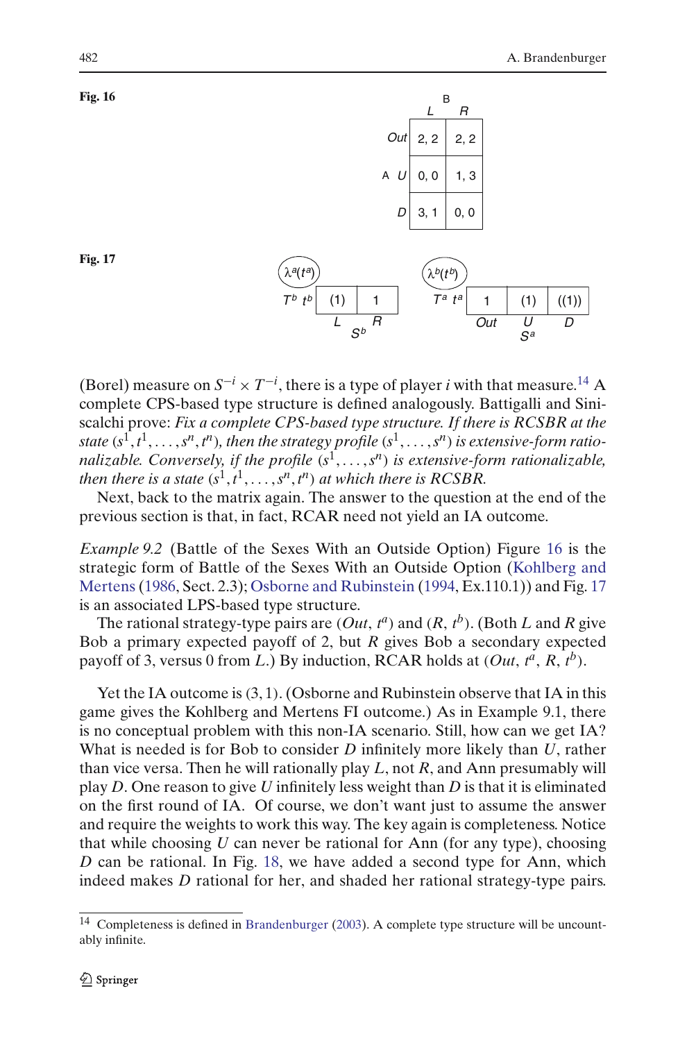**Fig. 16**

| | | B | |
|---|---|---|---|
| | | $L$ | $R$ |
| | $Out$ | 2, 2 | 2, 2 |
| A | $U$ | 0, 0 | 1, 3 |
| | $D$ | 3, 1 | 0, 0 |

**Fig. 17**

$\lambda^a(t^a)$

| $T^b$ | | $S^b$ | |
|---|---|---|---|
| | | $L$ | $R$ |
| | $t^b$ | (1) | 1 |

$\lambda^b(t^b)$

| $T^a$ | | $S^a$ | | |
|---|---|---|---|---|
| | | $Out$ | $U$ | $D$ |
| | $t^a$ | 1 | (1) | ((1)) |

(Borel) measure on $S^{-i} \times T^{-i}$, there is a type of player $i$ with that measure.[14] A complete CPS-based type structure is defined analogously. Battigalli and Siniscalchi prove: *Fix a complete CPS-based type structure. If there is RCSBR at the state* $(s^1, t^1, \ldots, s^n, t^n)$*, then the strategy profile* $(s^1, \ldots, s^n)$ *is extensive-form rationalizable. Conversely, if the profile* $(s^1, \ldots, s^n)$ *is extensive-form rationalizable, then there is a state* $(s^1, t^1, \ldots, s^n, t^n)$ *at which there is RCSBR.*

Next, back to the matrix again. The answer to the question at the end of the previous section is that, in fact, RCAR need not yield an IA outcome.

*Example 9.2* (Battle of the Sexes With an Outside Option) Figure 16 is the strategic form of Battle of the Sexes With an Outside Option (Kohlberg and Mertens (1986, Sect. 2.3); Osborne and Rubinstein (1994, Ex.110.1)) and Fig. 17 is an associated LPS-based type structure.

The rational strategy-type pairs are $(Out, t^a)$ and $(R, t^b)$. (Both $L$ and $R$ give Bob a primary expected payoff of 2, but $R$ gives Bob a secondary expected payoff of 3, versus 0 from $L$.) By induction, RCAR holds at $(Out, t^a, R, t^b)$.

Yet the IA outcome is $(3, 1)$. (Osborne and Rubinstein observe that IA in this game gives the Kohlberg and Mertens FI outcome.) As in Example 9.1, there is no conceptual problem with this non-IA scenario. Still, how can we get IA? What is needed is for Bob to consider $D$ infinitely more likely than $U$, rather than vice versa. Then he will rationally play $L$, not $R$, and Ann presumably will play $D$. One reason to give $U$ infinitely less weight than $D$ is that it is eliminated on the first round of IA. Of course, we don't want just to assume the answer and require the weights to work this way. The key again is completeness. Notice that while choosing $U$ can never be rational for Ann (for any type), choosing $D$ can be rational. In Fig. 18, we have added a second type for Ann, which indeed makes $D$ rational for her, and shaded her rational strategy-type pairs.

[14] Completeness is defined in Brandenburger (2003). A complete type structure will be uncountably infinite.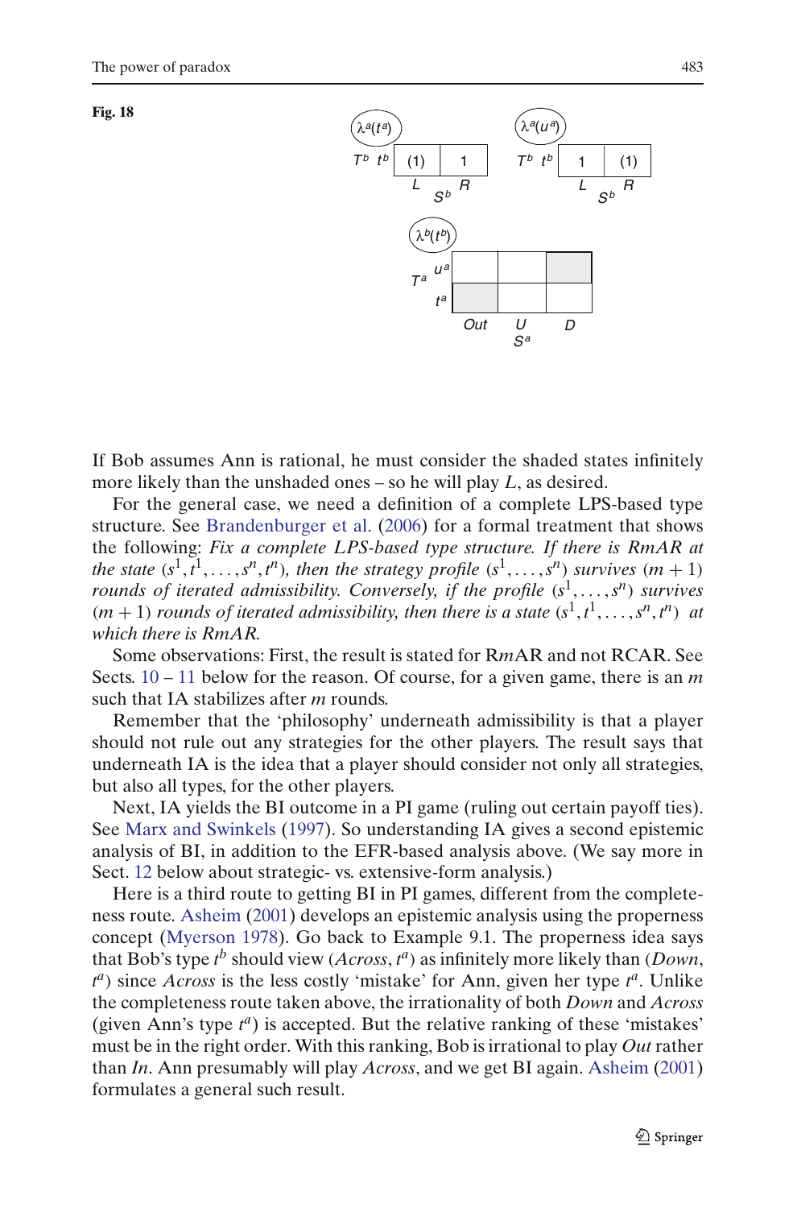**Fig. 18**

| $\lambda^a(t^a)$ | | |
|---|---|---|
| $T^b$ $t^b$ | (1) | 1 |
| | $L$ | $R$ |
| | $S^b$ | |

| $\lambda^a(u^a)$ | | |
|---|---|---|
| $T^b$ $t^b$ | 1 | (1) |
| | $L$ | $R$ |
| | $S^b$ | |

| $\lambda^b(t^b)$ | | | |
|---|---|---|---|
| $T^a$ $u^a$ | | | (shaded) |
| $T^a$ $t^a$ | (shaded) | | |
| | $Out$ | $U$ | $D$ |
| | | $S^a$ | |

If Bob assumes Ann is rational, he must consider the shaded states infinitely more likely than the unshaded ones – so he will play $L$, as desired.

For the general case, we need a definition of a complete LPS-based type structure. See Brandenburger et al. (2006) for a formal treatment that shows the following: *Fix a complete LPS-based type structure. If there is RmAR at the state* $(s^1, t^1, \ldots, s^n, t^n)$*, then the strategy profile* $(s^1, \ldots, s^n)$ *survives* $(m+1)$ *rounds of iterated admissibility. Conversely, if the profile* $(s^1, \ldots, s^n)$ *survives* $(m+1)$ *rounds of iterated admissibility, then there is a state* $(s^1, t^1, \ldots, s^n, t^n)$ *at which there is RmAR.*

Some observations: First, the result is stated for R$m$AR and not RCAR. See Sects. 10 – 11 below for the reason. Of course, for a given game, there is an $m$ such that IA stabilizes after $m$ rounds.

Remember that the 'philosophy' underneath admissibility is that a player should not rule out any strategies for the other players. The result says that underneath IA is the idea that a player should consider not only all strategies, but also all types, for the other players.

Next, IA yields the BI outcome in a PI game (ruling out certain payoff ties). See Marx and Swinkels (1997). So understanding IA gives a second epistemic analysis of BI, in addition to the EFR-based analysis above. (We say more in Sect. 12 below about strategic- vs. extensive-form analysis.)

Here is a third route to getting BI in PI games, different from the completeness route. Asheim (2001) develops an epistemic analysis using the properness concept (Myerson 1978). Go back to Example 9.1. The properness idea says that Bob's type $t^b$ should view (*Across*, $t^a$) as infinitely more likely than (*Down*, $t^a$) since *Across* is the less costly 'mistake' for Ann, given her type $t^a$. Unlike the completeness route taken above, the irrationality of both *Down* and *Across* (given Ann's type $t^a$) is accepted. But the relative ranking of these 'mistakes' must be in the right order. With this ranking, Bob is irrational to play *Out* rather than *In*. Ann presumably will play *Across*, and we get BI again. Asheim (2001) formulates a general such result.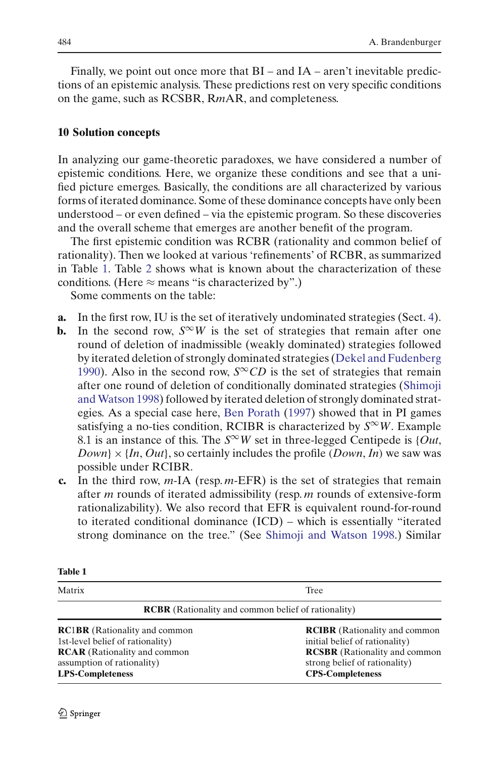Finally, we point out once more that BI – and IA – aren't inevitable predictions of an epistemic analysis. These predictions rest on very specific conditions on the game, such as RCSBR, R*m*AR, and completeness.

## 10 Solution concepts

In analyzing our game-theoretic paradoxes, we have considered a number of epistemic conditions. Here, we organize these conditions and see that a unified picture emerges. Basically, the conditions are all characterized by various forms of iterated dominance. Some of these dominance concepts have only been understood – or even defined – via the epistemic program. So these discoveries and the overall scheme that emerges are another benefit of the program.

The first epistemic condition was RCBR (rationality and common belief of rationality). Then we looked at various 'refinements' of RCBR, as summarized in Table 1. Table 2 shows what is known about the characterization of these conditions. (Here $\approx$ means "is characterized by".)

Some comments on the table:

- **a.** In the first row, IU is the set of iteratively undominated strategies (Sect. 4).
- **b.** In the second row, $S^\infty W$ is the set of strategies that remain after one round of deletion of inadmissible (weakly dominated) strategies followed by iterated deletion of strongly dominated strategies (Dekel and Fudenberg 1990). Also in the second row, $S^\infty CD$ is the set of strategies that remain after one round of deletion of conditionally dominated strategies (Shimoji and Watson 1998) followed by iterated deletion of strongly dominated strategies. As a special case here, Ben Porath (1997) showed that in PI games satisfying a no-ties condition, RCIBR is characterized by $S^\infty W$. Example 8.1 is an instance of this. The $S^\infty W$ set in three-legged Centipede is $\{Out, Down\} \times \{In, Out\}$, so certainly includes the profile $(Down, In)$ we saw was possible under RCIBR.
- **c.** In the third row, *m*-IA (resp. *m*-EFR) is the set of strategies that remain after *m* rounds of iterated admissibility (resp. *m* rounds of extensive-form rationalizability). We also record that EFR is equivalent round-for-round to iterated conditional dominance (ICD) – which is essentially "iterated strong dominance on the tree." (See Shimoji and Watson 1998.) Similar

**Table 1**

| Matrix | Tree |
|---|---|
| **RCBR** (Rationality and common belief of rationality) | |
| **RC1BR** (Rationality and common 1st-level belief of rationality) | **RCIBR** (Rationality and common initial belief of rationality) |
| **RCAR** (Rationality and common assumption of rationality) | **RCSBR** (Rationality and common strong belief of rationality) |
| **LPS-Completeness** | **CPS-Completeness** |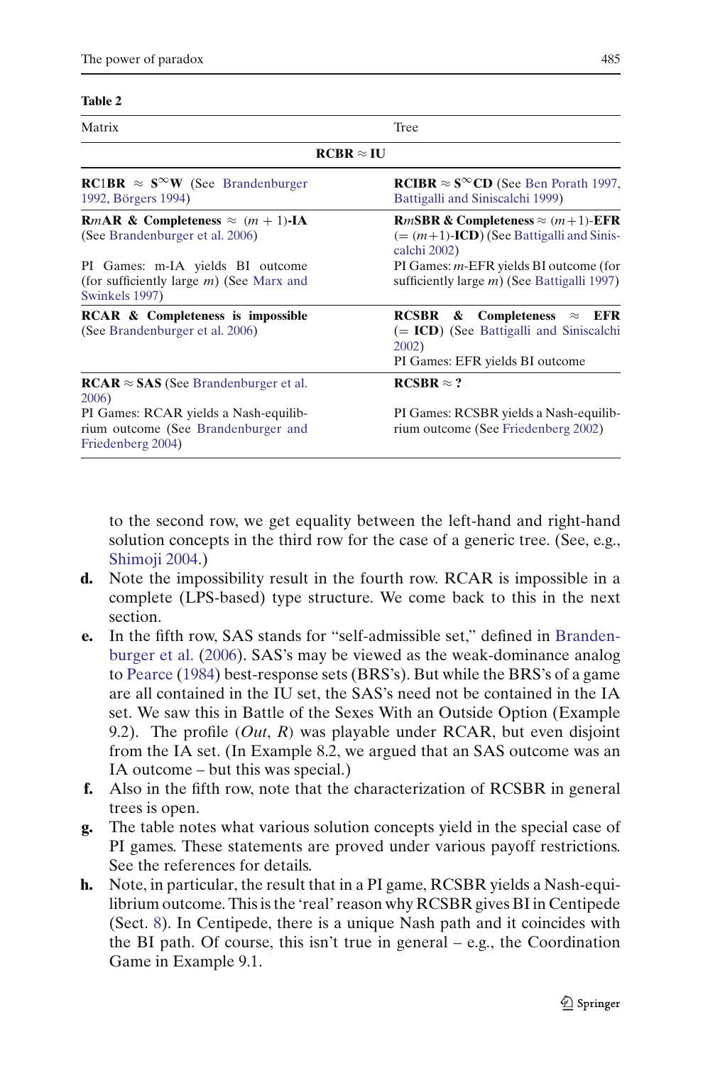**Table 2**

| Matrix | Tree |
|---|---|
| **RCBR ≈ IU** | |
| **RC1BR** ≈ $\mathbf{S^{\infty}W}$ (See Brandenburger 1992, Börgers 1994) | **RCIBR** ≈ $\mathbf{S^{\infty}CD}$ (See Ben Porath 1997, Battigalli and Siniscalchi 1999) |
| **R*m*AR & Completeness** ≈ $(m+1)$-**IA** (See Brandenburger et al. 2006)<br><br>PI Games: m-IA yields BI outcome (for sufficiently large $m$) (See Marx and Swinkels 1997) | **R*m*SBR & Completeness** ≈ $(m+1)$-**EFR** (= $(m+1)$-**ICD**) (See Battigalli and Siniscalchi 2002)<br><br>PI Games: $m$-EFR yields BI outcome (for sufficiently large $m$) (See Battigalli 1997) |
| **RCAR & Completeness is impossible** (See Brandenburger et al. 2006) | **RCSBR & Completeness** ≈ **EFR** (= **ICD**) (See Battigalli and Siniscalchi 2002)<br><br>PI Games: EFR yields BI outcome |
| **RCAR** ≈ **SAS** (See Brandenburger et al. 2006)<br><br>PI Games: RCAR yields a Nash-equilibrium outcome (See Brandenburger and Friedenberg 2004) | **RCSBR** ≈ **?**<br><br>PI Games: RCSBR yields a Nash-equilibrium outcome (See Friedenberg 2002) |

to the second row, we get equality between the left-hand and right-hand solution concepts in the third row for the case of a generic tree. (See, e.g., Shimoji 2004.)

**d.** Note the impossibility result in the fourth row. RCAR is impossible in a complete (LPS-based) type structure. We come back to this in the next section.

**e.** In the fifth row, SAS stands for "self-admissible set," defined in Brandenburger et al. (2006). SAS's may be viewed as the weak-dominance analog to Pearce (1984) best-response sets (BRS's). But while the BRS's of a game are all contained in the IU set, the SAS's need not be contained in the IA set. We saw this in Battle of the Sexes With an Outside Option (Example 9.2). The profile (*Out*, *R*) was playable under RCAR, but even disjoint from the IA set. (In Example 8.2, we argued that an SAS outcome was an IA outcome – but this was special.)

**f.** Also in the fifth row, note that the characterization of RCSBR in general trees is open.

**g.** The table notes what various solution concepts yield in the special case of PI games. These statements are proved under various payoff restrictions. See the references for details.

**h.** Note, in particular, the result that in a PI game, RCSBR yields a Nash-equilibrium outcome. This is the 'real' reason why RCSBR gives BI in Centipede (Sect. 8). In Centipede, there is a unique Nash path and it coincides with the BI path. Of course, this isn't true in general – e.g., the Coordination Game in Example 9.1.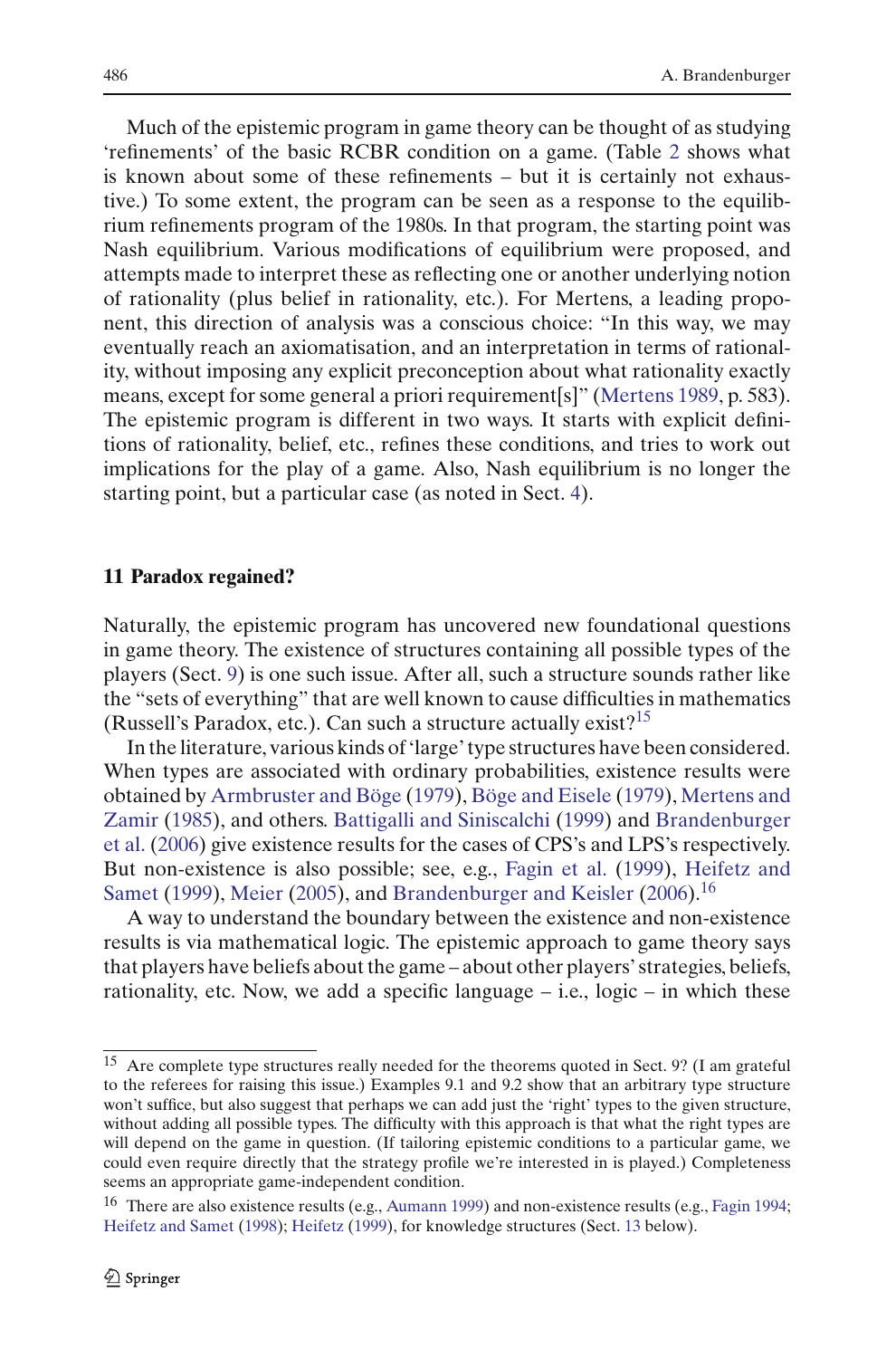Much of the epistemic program in game theory can be thought of as studying 'refinements' of the basic RCBR condition on a game. (Table 2 shows what is known about some of these refinements – but it is certainly not exhaustive.) To some extent, the program can be seen as a response to the equilibrium refinements program of the 1980s. In that program, the starting point was Nash equilibrium. Various modifications of equilibrium were proposed, and attempts made to interpret these as reflecting one or another underlying notion of rationality (plus belief in rationality, etc.). For Mertens, a leading proponent, this direction of analysis was a conscious choice: "In this way, we may eventually reach an axiomatisation, and an interpretation in terms of rationality, without imposing any explicit preconception about what rationality exactly means, except for some general a priori requirement[s]" (Mertens 1989, p. 583). The epistemic program is different in two ways. It starts with explicit definitions of rationality, belief, etc., refines these conditions, and tries to work out implications for the play of a game. Also, Nash equilibrium is no longer the starting point, but a particular case (as noted in Sect. 4).

## 11 Paradox regained?

Naturally, the epistemic program has uncovered new foundational questions in game theory. The existence of structures containing all possible types of the players (Sect. 9) is one such issue. After all, such a structure sounds rather like the "sets of everything" that are well known to cause difficulties in mathematics (Russell's Paradox, etc.). Can such a structure actually exist?[15]

In the literature, various kinds of 'large' type structures have been considered. When types are associated with ordinary probabilities, existence results were obtained by Armbruster and Böge (1979), Böge and Eisele (1979), Mertens and Zamir (1985), and others. Battigalli and Siniscalchi (1999) and Brandenburger et al. (2006) give existence results for the cases of CPS's and LPS's respectively. But non-existence is also possible; see, e.g., Fagin et al. (1999), Heifetz and Samet (1999), Meier (2005), and Brandenburger and Keisler (2006).[16]

A way to understand the boundary between the existence and non-existence results is via mathematical logic. The epistemic approach to game theory says that players have beliefs about the game – about other players' strategies, beliefs, rationality, etc. Now, we add a specific language – i.e., logic – in which these

---

[15] Are complete type structures really needed for the theorems quoted in Sect. 9? (I am grateful to the referees for raising this issue.) Examples 9.1 and 9.2 show that an arbitrary type structure won't suffice, but also suggest that perhaps we can add just the 'right' types to the given structure, without adding all possible types. The difficulty with this approach is that what the right types are will depend on the game in question. (If tailoring epistemic conditions to a particular game, we could even require directly that the strategy profile we're interested in is played.) Completeness seems an appropriate game-independent condition.

[16] There are also existence results (e.g., Aumann 1999) and non-existence results (e.g., Fagin 1994; Heifetz and Samet (1998); Heifetz (1999), for knowledge structures (Sect. 13 below).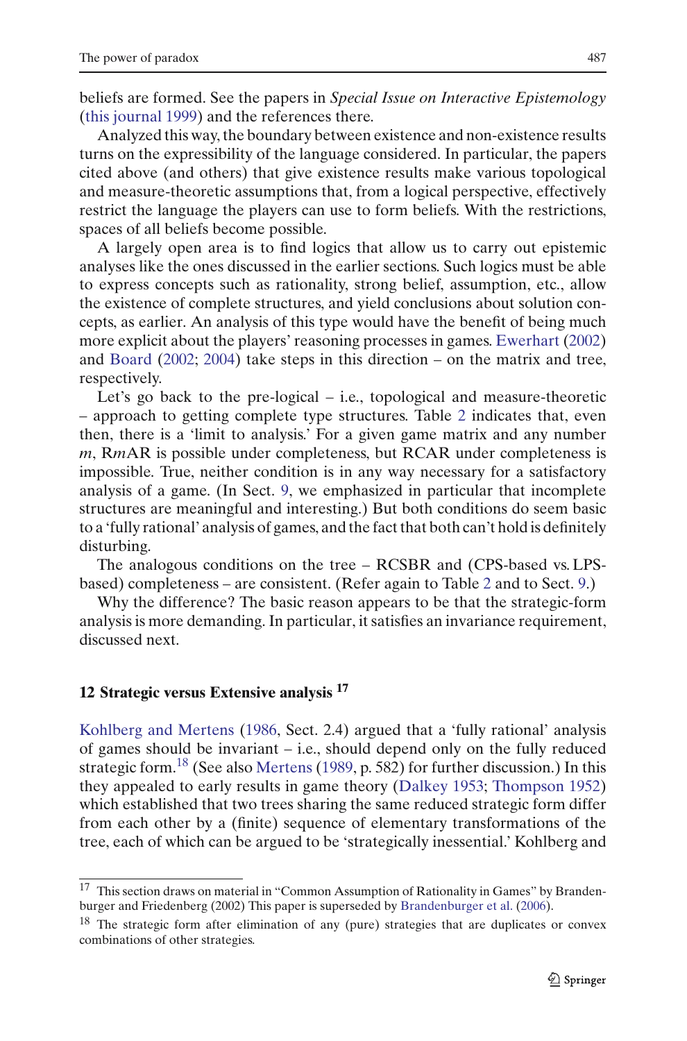beliefs are formed. See the papers in *Special Issue on Interactive Epistemology* (this journal 1999) and the references there.

Analyzed this way, the boundary between existence and non-existence results turns on the expressibility of the language considered. In particular, the papers cited above (and others) that give existence results make various topological and measure-theoretic assumptions that, from a logical perspective, effectively restrict the language the players can use to form beliefs. With the restrictions, spaces of all beliefs become possible.

A largely open area is to find logics that allow us to carry out epistemic analyses like the ones discussed in the earlier sections. Such logics must be able to express concepts such as rationality, strong belief, assumption, etc., allow the existence of complete structures, and yield conclusions about solution concepts, as earlier. An analysis of this type would have the benefit of being much more explicit about the players' reasoning processes in games. Ewerhart (2002) and Board (2002; 2004) take steps in this direction – on the matrix and tree, respectively.

Let's go back to the pre-logical – i.e., topological and measure-theoretic – approach to getting complete type structures. Table 2 indicates that, even then, there is a 'limit to analysis.' For a given game matrix and any number $m$, R$m$AR is possible under completeness, but RCAR under completeness is impossible. True, neither condition is in any way necessary for a satisfactory analysis of a game. (In Sect. 9, we emphasized in particular that incomplete structures are meaningful and interesting.) But both conditions do seem basic to a 'fully rational' analysis of games, and the fact that both can't hold is definitely disturbing.

The analogous conditions on the tree – RCSBR and (CPS-based vs. LPS-based) completeness – are consistent. (Refer again to Table 2 and to Sect. 9.)

Why the difference? The basic reason appears to be that the strategic-form analysis is more demanding. In particular, it satisfies an invariance requirement, discussed next.

## 12 Strategic versus Extensive analysis [17]

Kohlberg and Mertens (1986, Sect. 2.4) argued that a 'fully rational' analysis of games should be invariant – i.e., should depend only on the fully reduced strategic form.[18] (See also Mertens (1989, p. 582) for further discussion.) In this they appealed to early results in game theory (Dalkey 1953; Thompson 1952) which established that two trees sharing the same reduced strategic form differ from each other by a (finite) sequence of elementary transformations of the tree, each of which can be argued to be 'strategically inessential.' Kohlberg and

---

[17] This section draws on material in "Common Assumption of Rationality in Games" by Brandenburger and Friedenberg (2002) This paper is superseded by Brandenburger et al. (2006).

[18] The strategic form after elimination of any (pure) strategies that are duplicates or convex combinations of other strategies.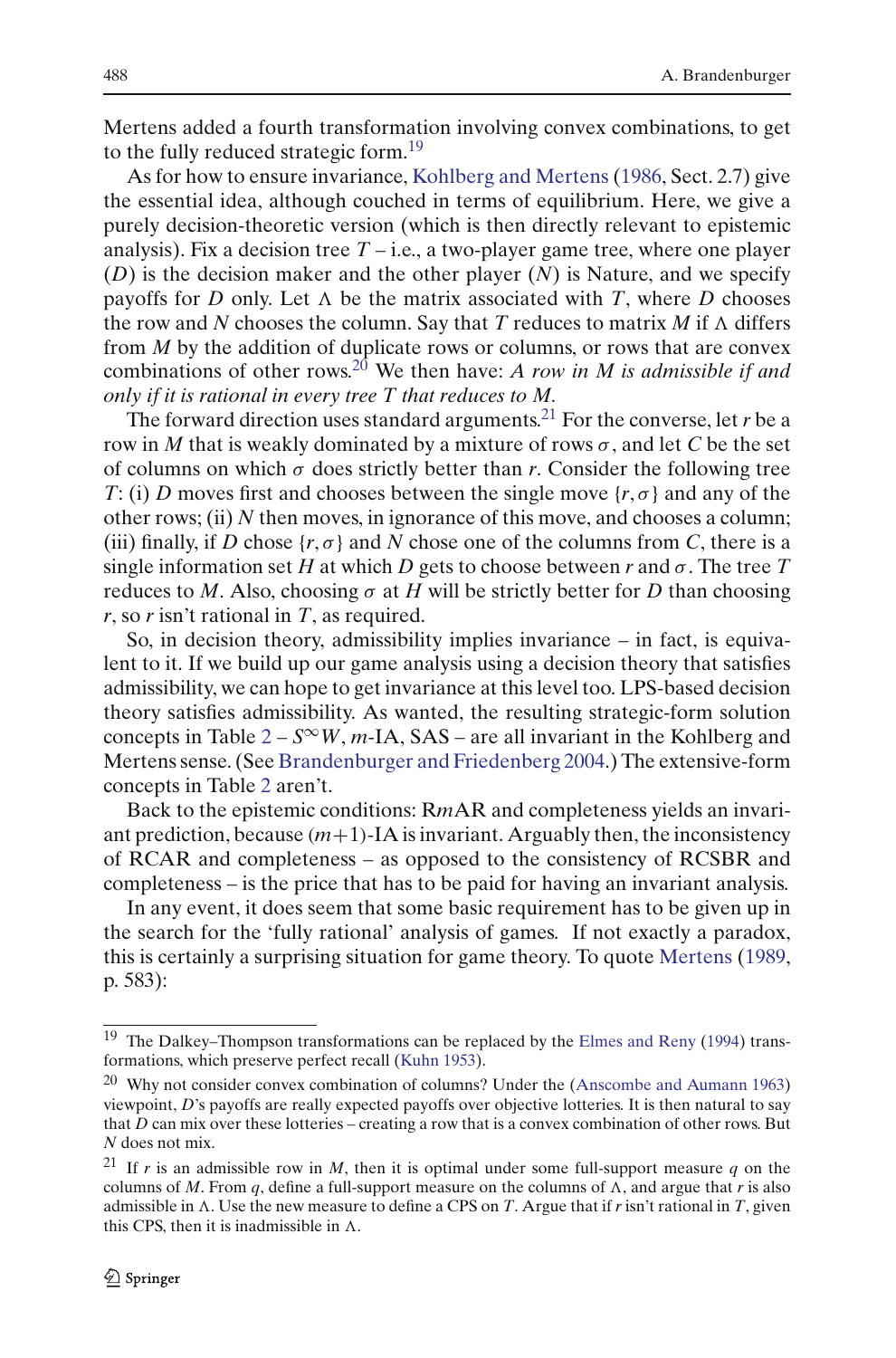Mertens added a fourth transformation involving convex combinations, to get to the fully reduced strategic form.[19]

As for how to ensure invariance, Kohlberg and Mertens (1986, Sect. 2.7) give the essential idea, although couched in terms of equilibrium. Here, we give a purely decision-theoretic version (which is then directly relevant to epistemic analysis). Fix a decision tree $T$ – i.e., a two-player game tree, where one player ($D$) is the decision maker and the other player ($N$) is Nature, and we specify payoffs for $D$ only. Let $\Lambda$ be the matrix associated with $T$, where $D$ chooses the row and $N$ chooses the column. Say that $T$ reduces to matrix $M$ if $\Lambda$ differs from $M$ by the addition of duplicate rows or columns, or rows that are convex combinations of other rows.[20] We then have: *A row in $M$ is admissible if and only if it is rational in every tree $T$ that reduces to $M$.*

The forward direction uses standard arguments.[21] For the converse, let $r$ be a row in $M$ that is weakly dominated by a mixture of rows $\sigma$, and let $C$ be the set of columns on which $\sigma$ does strictly better than $r$. Consider the following tree $T$: (i) $D$ moves first and chooses between the single move $\{r, \sigma\}$ and any of the other rows; (ii) $N$ then moves, in ignorance of this move, and chooses a column; (iii) finally, if $D$ chose $\{r, \sigma\}$ and $N$ chose one of the columns from $C$, there is a single information set $H$ at which $D$ gets to choose between $r$ and $\sigma$. The tree $T$ reduces to $M$. Also, choosing $\sigma$ at $H$ will be strictly better for $D$ than choosing $r$, so $r$ isn't rational in $T$, as required.

So, in decision theory, admissibility implies invariance – in fact, is equivalent to it. If we build up our game analysis using a decision theory that satisfies admissibility, we can hope to get invariance at this level too. LPS-based decision theory satisfies admissibility. As wanted, the resulting strategic-form solution concepts in Table 2 – $S^{\infty}W$, $m$-IA, SAS – are all invariant in the Kohlberg and Mertens sense. (See Brandenburger and Friedenberg 2004.) The extensive-form concepts in Table 2 aren't.

Back to the epistemic conditions: R$m$AR and completeness yields an invariant prediction, because $(m+1)$-IA is invariant. Arguably then, the inconsistency of RCAR and completeness – as opposed to the consistency of RCSBR and completeness – is the price that has to be paid for having an invariant analysis.

In any event, it does seem that some basic requirement has to be given up in the search for the 'fully rational' analysis of games. If not exactly a paradox, this is certainly a surprising situation for game theory. To quote Mertens (1989, p. 583):

---

[19] The Dalkey–Thompson transformations can be replaced by the Elmes and Reny (1994) transformations, which preserve perfect recall (Kuhn 1953).

[20] Why not consider convex combination of columns? Under the (Anscombe and Aumann 1963) viewpoint, $D$'s payoffs are really expected payoffs over objective lotteries. It is then natural to say that $D$ can mix over these lotteries – creating a row that is a convex combination of other rows. But $N$ does not mix.

[21] If $r$ is an admissible row in $M$, then it is optimal under some full-support measure $q$ on the columns of $M$. From $q$, define a full-support measure on the columns of $\Lambda$, and argue that $r$ is also admissible in $\Lambda$. Use the new measure to define a CPS on $T$. Argue that if $r$ isn't rational in $T$, given this CPS, then it is inadmissible in $\Lambda$.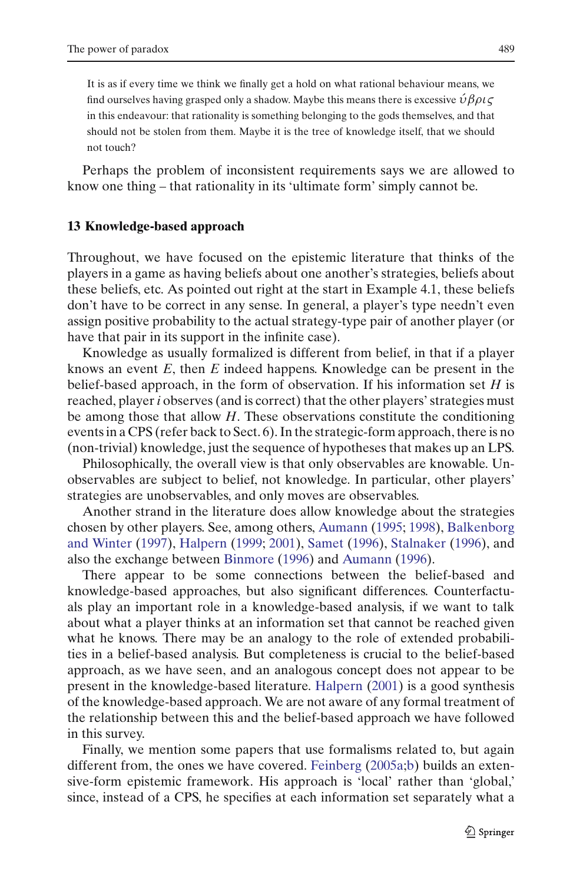> It is as if every time we think we finally get a hold on what rational behaviour means, we find ourselves having grasped only a shadow. Maybe this means there is excessive $\acute{\upsilon}\beta\rho\iota\varsigma$ in this endeavour: that rationality is something belonging to the gods themselves, and that should not be stolen from them. Maybe it is the tree of knowledge itself, that we should not touch?

Perhaps the problem of inconsistent requirements says we are allowed to know one thing – that rationality in its 'ultimate form' simply cannot be.

## 13 Knowledge-based approach

Throughout, we have focused on the epistemic literature that thinks of the players in a game as having beliefs about one another's strategies, beliefs about these beliefs, etc. As pointed out right at the start in Example 4.1, these beliefs don't have to be correct in any sense. In general, a player's type needn't even assign positive probability to the actual strategy-type pair of another player (or have that pair in its support in the infinite case).

Knowledge as usually formalized is different from belief, in that if a player knows an event $E$, then $E$ indeed happens. Knowledge can be present in the belief-based approach, in the form of observation. If his information set $H$ is reached, player $i$ observes (and is correct) that the other players' strategies must be among those that allow $H$. These observations constitute the conditioning events in a CPS (refer back to Sect. 6). In the strategic-form approach, there is no (non-trivial) knowledge, just the sequence of hypotheses that makes up an LPS.

Philosophically, the overall view is that only observables are knowable. Unobservables are subject to belief, not knowledge. In particular, other players' strategies are unobservables, and only moves are observables.

Another strand in the literature does allow knowledge about the strategies chosen by other players. See, among others, Aumann (1995; 1998), Balkenborg and Winter (1997), Halpern (1999; 2001), Samet (1996), Stalnaker (1996), and also the exchange between Binmore (1996) and Aumann (1996).

There appear to be some connections between the belief-based and knowledge-based approaches, but also significant differences. Counterfactuals play an important role in a knowledge-based analysis, if we want to talk about what a player thinks at an information set that cannot be reached given what he knows. There may be an analogy to the role of extended probabilities in a belief-based analysis. But completeness is crucial to the belief-based approach, as we have seen, and an analogous concept does not appear to be present in the knowledge-based literature. Halpern (2001) is a good synthesis of the knowledge-based approach. We are not aware of any formal treatment of the relationship between this and the belief-based approach we have followed in this survey.

Finally, we mention some papers that use formalisms related to, but again different from, the ones we have covered. Feinberg (2005a;b) builds an extensive-form epistemic framework. His approach is 'local' rather than 'global,' since, instead of a CPS, he specifies at each information set separately what a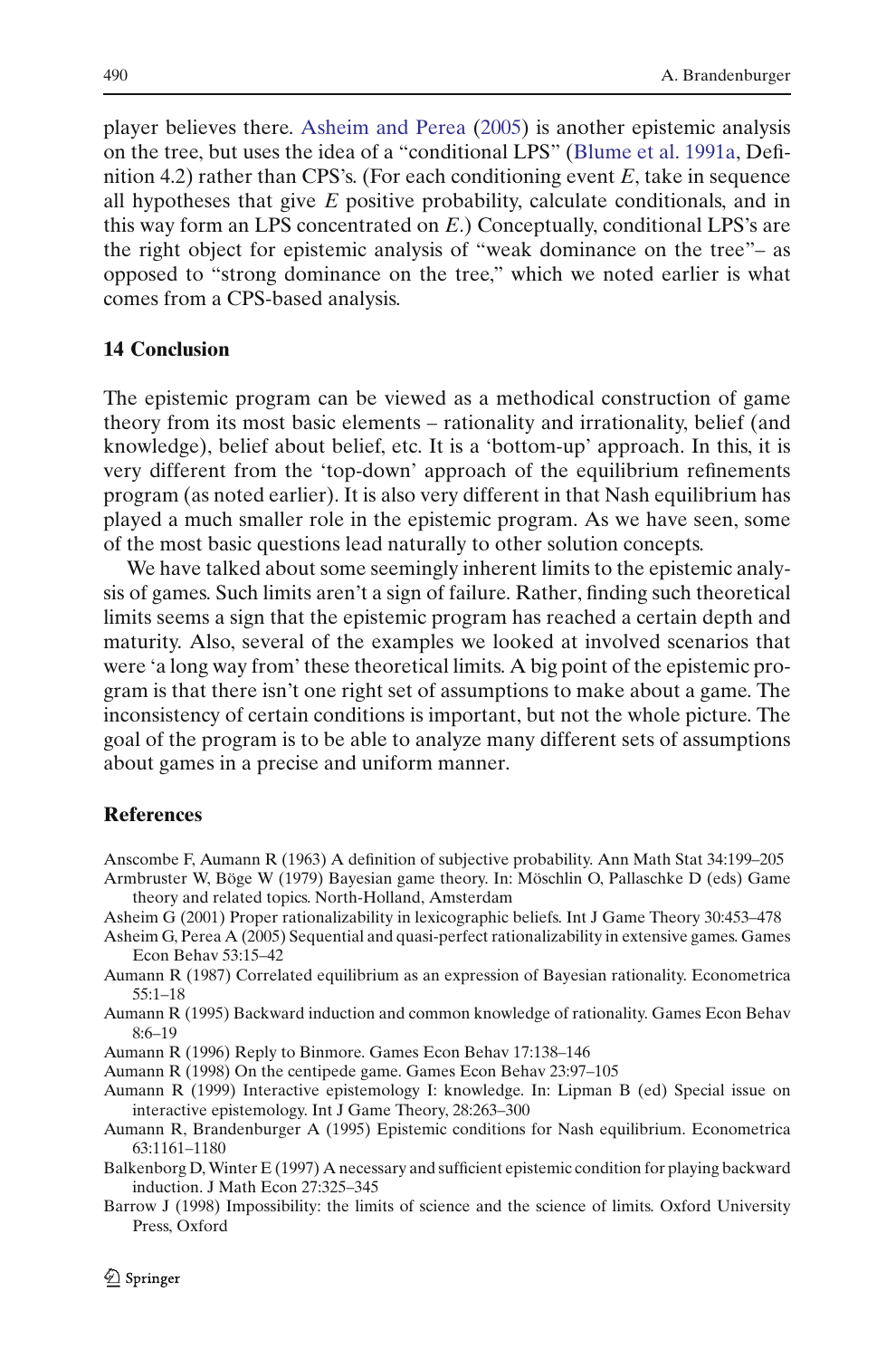player believes there. Asheim and Perea (2005) is another epistemic analysis on the tree, but uses the idea of a "conditional LPS" (Blume et al. 1991a, Definition 4.2) rather than CPS's. (For each conditioning event $E$, take in sequence all hypotheses that give $E$ positive probability, calculate conditionals, and in this way form an LPS concentrated on $E$.) Conceptually, conditional LPS's are the right object for epistemic analysis of "weak dominance on the tree"– as opposed to "strong dominance on the tree," which we noted earlier is what comes from a CPS-based analysis.

## 14 Conclusion

The epistemic program can be viewed as a methodical construction of game theory from its most basic elements – rationality and irrationality, belief (and knowledge), belief about belief, etc. It is a 'bottom-up' approach. In this, it is very different from the 'top-down' approach of the equilibrium refinements program (as noted earlier). It is also very different in that Nash equilibrium has played a much smaller role in the epistemic program. As we have seen, some of the most basic questions lead naturally to other solution concepts.

We have talked about some seemingly inherent limits to the epistemic analysis of games. Such limits aren't a sign of failure. Rather, finding such theoretical limits seems a sign that the epistemic program has reached a certain depth and maturity. Also, several of the examples we looked at involved scenarios that were 'a long way from' these theoretical limits. A big point of the epistemic program is that there isn't one right set of assumptions to make about a game. The inconsistency of certain conditions is important, but not the whole picture. The goal of the program is to be able to analyze many different sets of assumptions about games in a precise and uniform manner.

## References

Anscombe F, Aumann R (1963) A definition of subjective probability. Ann Math Stat 34:199–205

Armbruster W, Böge W (1979) Bayesian game theory. In: Möschlin O, Pallaschke D (eds) Game theory and related topics. North-Holland, Amsterdam

Asheim G (2001) Proper rationalizability in lexicographic beliefs. Int J Game Theory 30:453–478

Asheim G, Perea A (2005) Sequential and quasi-perfect rationalizability in extensive games. Games Econ Behav 53:15–42

Aumann R (1987) Correlated equilibrium as an expression of Bayesian rationality. Econometrica 55:1–18

Aumann R (1995) Backward induction and common knowledge of rationality. Games Econ Behav 8:6–19

Aumann R (1996) Reply to Binmore. Games Econ Behav 17:138–146

Aumann R (1998) On the centipede game. Games Econ Behav 23:97–105

Aumann R (1999) Interactive epistemology I: knowledge. In: Lipman B (ed) Special issue on interactive epistemology. Int J Game Theory, 28:263–300

Aumann R, Brandenburger A (1995) Epistemic conditions for Nash equilibrium. Econometrica 63:1161–1180

Balkenborg D, Winter E (1997) A necessary and sufficient epistemic condition for playing backward induction. J Math Econ 27:325–345

Barrow J (1998) Impossibility: the limits of science and the science of limits. Oxford University Press, Oxford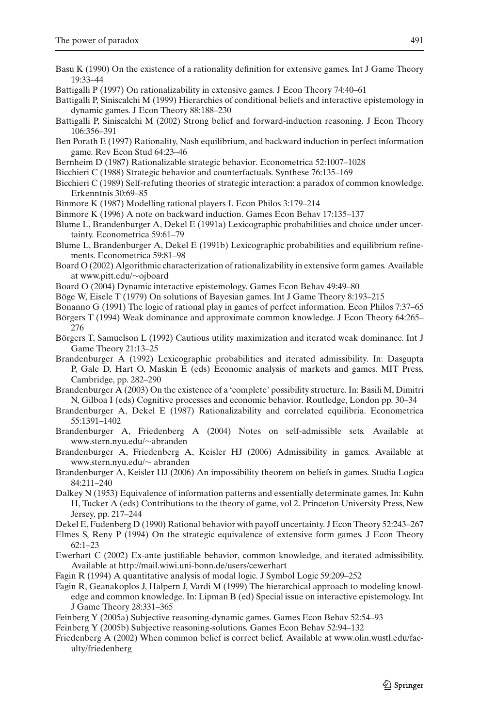Basu K (1990) On the existence of a rationality definition for extensive games. Int J Game Theory 19:33–44

Battigalli P (1997) On rationalizability in extensive games. J Econ Theory 74:40–61

Battigalli P, Siniscalchi M (1999) Hierarchies of conditional beliefs and interactive epistemology in dynamic games. J Econ Theory 88:188–230

Battigalli P, Siniscalchi M (2002) Strong belief and forward-induction reasoning. J Econ Theory 106:356–391

Ben Porath E (1997) Rationality, Nash equilibrium, and backward induction in perfect information game. Rev Econ Stud 64:23–46

Bernheim D (1987) Rationalizable strategic behavior. Econometrica 52:1007–1028

Bicchieri C (1988) Strategic behavior and counterfactuals. Synthese 76:135–169

Bicchieri C (1989) Self-refuting theories of strategic interaction: a paradox of common knowledge. Erkenntnis 30:69–85

Binmore K (1987) Modelling rational players I. Econ Philos 3:179–214

Binmore K (1996) A note on backward induction. Games Econ Behav 17:135–137

Blume L, Brandenburger A, Dekel E (1991a) Lexicographic probabilities and choice under uncertainty. Econometrica 59:61–79

Blume L, Brandenburger A, Dekel E (1991b) Lexicographic probabilities and equilibrium refinements. Econometrica 59:81–98

Board O (2002) Algorithmic characterization of rationalizability in extensive form games. Available at www.pitt.edu/∼ojboard

Board O (2004) Dynamic interactive epistemology. Games Econ Behav 49:49–80

Böge W, Eisele T (1979) On solutions of Bayesian games. Int J Game Theory 8:193–215

Bonanno G (1991) The logic of rational play in games of perfect information. Econ Philos 7:37–65

Börgers T (1994) Weak dominance and approximate common knowledge. J Econ Theory 64:265–276

Börgers T, Samuelson L (1992) Cautious utility maximization and iterated weak dominance. Int J Game Theory 21:13–25

Brandenburger A (1992) Lexicographic probabilities and iterated admissibility. In: Dasgupta P, Gale D, Hart O, Maskin E (eds) Economic analysis of markets and games. MIT Press, Cambridge, pp. 282–290

Brandenburger A (2003) On the existence of a 'complete' possibility structure. In: Basili M, Dimitri N, Gilboa I (eds) Cognitive processes and economic behavior. Routledge, London pp. 30–34

Brandenburger A, Dekel E (1987) Rationalizability and correlated equilibria. Econometrica 55:1391–1402

Brandenburger A, Friedenberg A (2004) Notes on self-admissible sets. Available at www.stern.nyu.edu/∼abranden

Brandenburger A, Friedenberg A, Keisler HJ (2006) Admissibility in games. Available at www.stern.nyu.edu/∼ abranden

Brandenburger A, Keisler HJ (2006) An impossibility theorem on beliefs in games. Studia Logica 84:211–240

Dalkey N (1953) Equivalence of information patterns and essentially determinate games. In: Kuhn H, Tucker A (eds) Contributions to the theory of game, vol 2. Princeton University Press, New Jersey, pp. 217–244

Dekel E, Fudenberg D (1990) Rational behavior with payoff uncertainty. J Econ Theory 52:243–267

Elmes S, Reny P (1994) On the strategic equivalence of extensive form games. J Econ Theory 62:1–23

Ewerhart C (2002) Ex-ante justifiable behavior, common knowledge, and iterated admissibility. Available at http://mail.wiwi.uni-bonn.de/users/cewerhart

Fagin R (1994) A quantitative analysis of modal logic. J Symbol Logic 59:209–252

Fagin R, Geanakoplos J, Halpern J, Vardi M (1999) The hierarchical approach to modeling knowledge and common knowledge. In: Lipman B (ed) Special issue on interactive epistemology. Int J Game Theory 28:331–365

Feinberg Y (2005a) Subjective reasoning-dynamic games. Games Econ Behav 52:54–93

Feinberg Y (2005b) Subjective reasoning-solutions. Games Econ Behav 52:94–132

Friedenberg A (2002) When common belief is correct belief. Available at www.olin.wustl.edu/faculty/friedenberg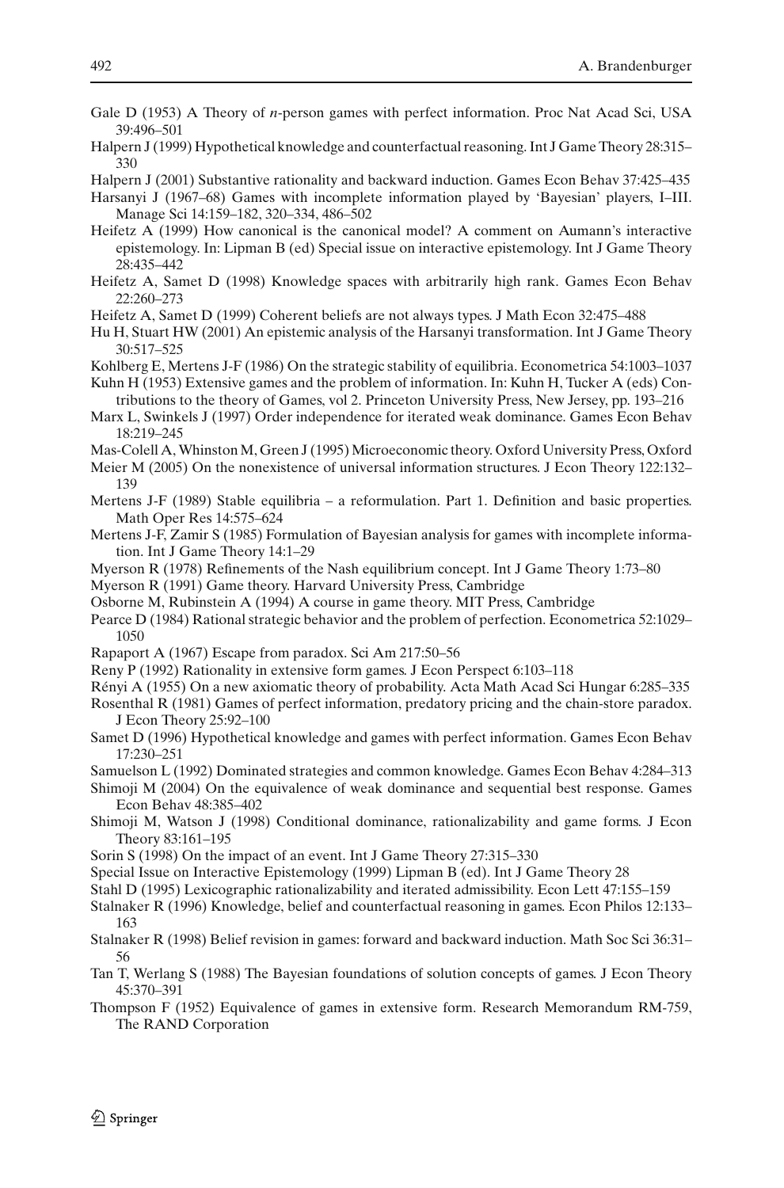Gale D (1953) A Theory of *n*-person games with perfect information. Proc Nat Acad Sci, USA 39:496–501

Halpern J (1999) Hypothetical knowledge and counterfactual reasoning. Int J Game Theory 28:315–330

Halpern J (2001) Substantive rationality and backward induction. Games Econ Behav 37:425–435

Harsanyi J (1967–68) Games with incomplete information played by 'Bayesian' players, I–III. Manage Sci 14:159–182, 320–334, 486–502

Heifetz A (1999) How canonical is the canonical model? A comment on Aumann's interactive epistemology. In: Lipman B (ed) Special issue on interactive epistemology. Int J Game Theory 28:435–442

Heifetz A, Samet D (1998) Knowledge spaces with arbitrarily high rank. Games Econ Behav 22:260–273

Heifetz A, Samet D (1999) Coherent beliefs are not always types. J Math Econ 32:475–488

Hu H, Stuart HW (2001) An epistemic analysis of the Harsanyi transformation. Int J Game Theory 30:517–525

Kohlberg E, Mertens J-F (1986) On the strategic stability of equilibria. Econometrica 54:1003–1037

Kuhn H (1953) Extensive games and the problem of information. In: Kuhn H, Tucker A (eds) Contributions to the theory of Games, vol 2. Princeton University Press, New Jersey, pp. 193–216

Marx L, Swinkels J (1997) Order independence for iterated weak dominance. Games Econ Behav 18:219–245

Mas-Colell A, Whinston M, Green J (1995) Microeconomic theory. Oxford University Press, Oxford

Meier M (2005) On the nonexistence of universal information structures. J Econ Theory 122:132–139

Mertens J-F (1989) Stable equilibria – a reformulation. Part 1. Definition and basic properties. Math Oper Res 14:575–624

Mertens J-F, Zamir S (1985) Formulation of Bayesian analysis for games with incomplete information. Int J Game Theory 14:1–29

Myerson R (1978) Refinements of the Nash equilibrium concept. Int J Game Theory 1:73–80

Myerson R (1991) Game theory. Harvard University Press, Cambridge

Osborne M, Rubinstein A (1994) A course in game theory. MIT Press, Cambridge

Pearce D (1984) Rational strategic behavior and the problem of perfection. Econometrica 52:1029–1050

Rapaport A (1967) Escape from paradox. Sci Am 217:50–56

Reny P (1992) Rationality in extensive form games. J Econ Perspect 6:103–118

Rényi A (1955) On a new axiomatic theory of probability. Acta Math Acad Sci Hungar 6:285–335

Rosenthal R (1981) Games of perfect information, predatory pricing and the chain-store paradox. J Econ Theory 25:92–100

Samet D (1996) Hypothetical knowledge and games with perfect information. Games Econ Behav 17:230–251

Samuelson L (1992) Dominated strategies and common knowledge. Games Econ Behav 4:284–313

Shimoji M (2004) On the equivalence of weak dominance and sequential best response. Games Econ Behav 48:385–402

Shimoji M, Watson J (1998) Conditional dominance, rationalizability and game forms. J Econ Theory 83:161–195

Sorin S (1998) On the impact of an event. Int J Game Theory 27:315–330

Special Issue on Interactive Epistemology (1999) Lipman B (ed). Int J Game Theory 28

Stahl D (1995) Lexicographic rationalizability and iterated admissibility. Econ Lett 47:155–159

Stalnaker R (1996) Knowledge, belief and counterfactual reasoning in games. Econ Philos 12:133–163

Stalnaker R (1998) Belief revision in games: forward and backward induction. Math Soc Sci 36:31–56

Tan T, Werlang S (1988) The Bayesian foundations of solution concepts of games. J Econ Theory 45:370–391

Thompson F (1952) Equivalence of games in extensive form. Research Memorandum RM-759, The RAND Corporation